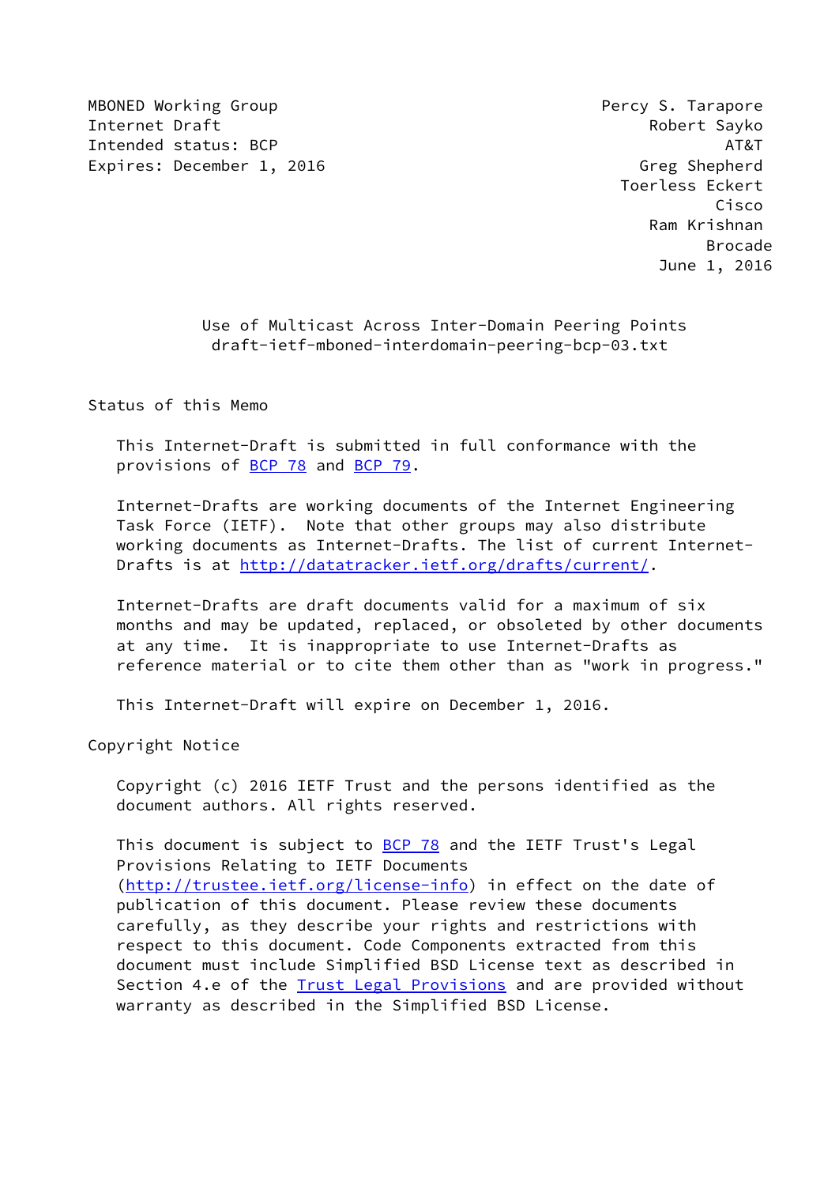MBONED Working Group                                     Percy S. Tarapore
Internet Draft                                               Robert Sayko
Intended status: BCP                                                 AT&T
Expires: December 1, 2016                                    Greg Shepherd
                                                           Toerless Eckert
                                                                     Cisco
                                                              Ram Krishnan
                                                                   Brocade
                                                              June 1, 2016

# Use of Multicast Across Inter-Domain Peering Points
draft-ietf-mboned-interdomain-peering-bcp-03.txt

## Status of this Memo

This Internet-Draft is submitted in full conformance with the provisions of BCP 78 and BCP 79.

Internet-Drafts are working documents of the Internet Engineering Task Force (IETF). Note that other groups may also distribute working documents as Internet-Drafts. The list of current Internet-Drafts is at http://datatracker.ietf.org/drafts/current/.

Internet-Drafts are draft documents valid for a maximum of six months and may be updated, replaced, or obsoleted by other documents at any time. It is inappropriate to use Internet-Drafts as reference material or to cite them other than as "work in progress."

This Internet-Draft will expire on December 1, 2016.

## Copyright Notice

Copyright (c) 2016 IETF Trust and the persons identified as the document authors. All rights reserved.

This document is subject to BCP 78 and the IETF Trust's Legal Provisions Relating to IETF Documents (http://trustee.ietf.org/license-info) in effect on the date of publication of this document. Please review these documents carefully, as they describe your rights and restrictions with respect to this document. Code Components extracted from this document must include Simplified BSD License text as described in Section 4.e of the Trust Legal Provisions and are provided without warranty as described in the Simplified BSD License.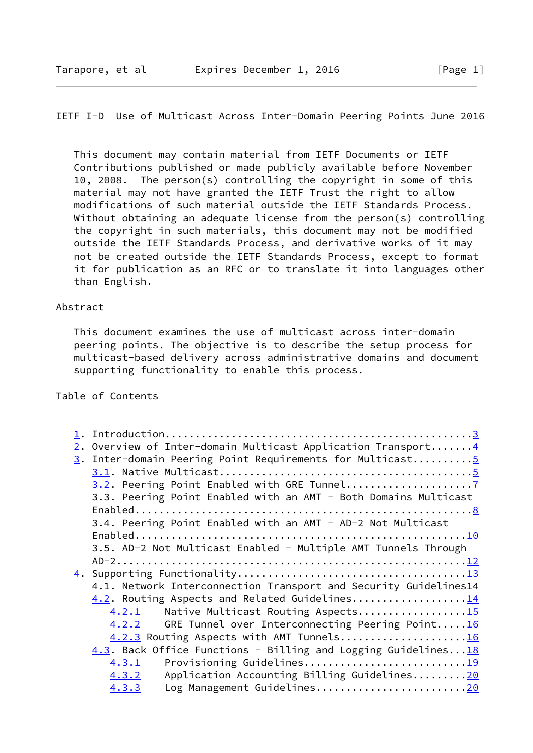This document may contain material from IETF Documents or IETF Contributions published or made publicly available before November 10, 2008. The person(s) controlling the copyright in some of this material may not have granted the IETF Trust the right to allow modifications of such material outside the IETF Standards Process. Without obtaining an adequate license from the person(s) controlling the copyright in such materials, this document may not be modified outside the IETF Standards Process, and derivative works of it may not be created outside the IETF Standards Process, except to format it for publication as an RFC or to translate it into languages other than English.

## Abstract

This document examines the use of multicast across inter-domain peering points. The objective is to describe the setup process for multicast-based delivery across administrative domains and document supporting functionality to enable this process.

## Table of Contents

```
1. Introduction.................................................3
2. Overview of Inter-domain Multicast Application Transport.......4
3. Inter-domain Peering Point Requirements for Multicast..........5
   3.1. Native Multicast.........................................5
   3.2. Peering Point Enabled with GRE Tunnel....................7
   3.3. Peering Point Enabled with an AMT - Both Domains Multicast
   Enabled.......................................................8
   3.4. Peering Point Enabled with an AMT - AD-2 Not Multicast
   Enabled......................................................10
   3.5. AD-2 Not Multicast Enabled - Multiple AMT Tunnels Through
   AD-2.........................................................12
4. Supporting Functionality.....................................13
   4.1. Network Interconnection Transport and Security Guidelines14
   4.2. Routing Aspects and Related Guidelines..................14
      4.2.1    Native Multicast Routing Aspects.................15
      4.2.2    GRE Tunnel over Interconnecting Peering Point.....16
      4.2.3 Routing Aspects with AMT Tunnels....................16
   4.3. Back Office Functions - Billing and Logging Guidelines...18
      4.3.1    Provisioning Guidelines..........................19
      4.3.2    Application Accounting Billing Guidelines.........20
      4.3.3    Log Management Guidelines........................20
```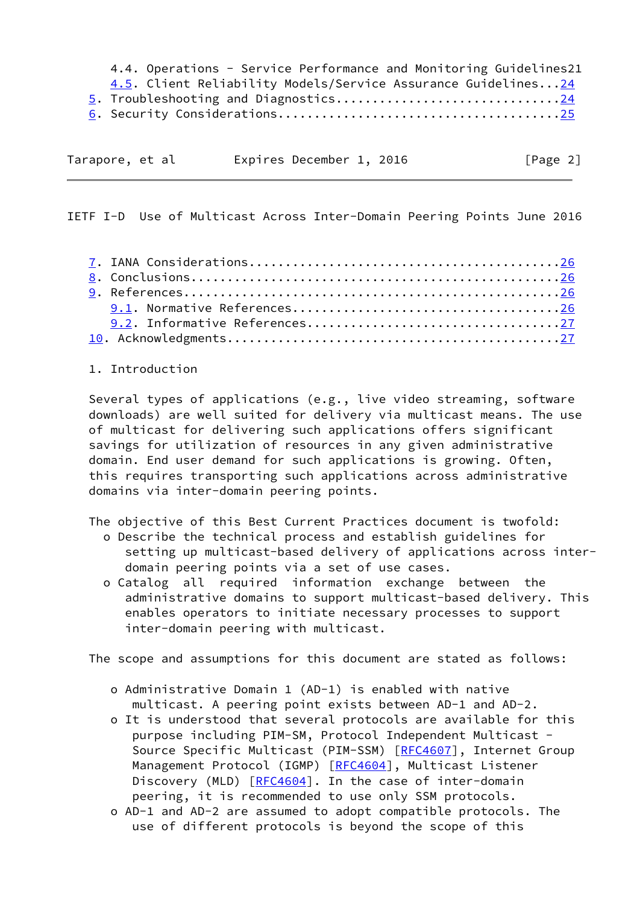4.4. Operations - Service Performance and Monitoring Guidelines21
4.5. Client Reliability Models/Service Assurance Guidelines...24
5. Troubleshooting and Diagnostics...............................24
6. Security Considerations.......................................25
7. IANA Considerations...........................................26
8. Conclusions...................................................26
9. References....................................................26
9.1. Normative References.....................................26
9.2. Informative References...................................27
10. Acknowledgments..............................................27

# 1. Introduction

Several types of applications (e.g., live video streaming, software downloads) are well suited for delivery via multicast means. The use of multicast for delivering such applications offers significant savings for utilization of resources in any given administrative domain. End user demand for such applications is growing. Often, this requires transporting such applications across administrative domains via inter-domain peering points.

The objective of this Best Current Practices document is twofold:

- Describe the technical process and establish guidelines for setting up multicast-based delivery of applications across inter-domain peering points via a set of use cases.
- Catalog all required information exchange between the administrative domains to support multicast-based delivery. This enables operators to initiate necessary processes to support inter-domain peering with multicast.

The scope and assumptions for this document are stated as follows:

- Administrative Domain 1 (AD-1) is enabled with native multicast. A peering point exists between AD-1 and AD-2.
- It is understood that several protocols are available for this purpose including PIM-SM, Protocol Independent Multicast - Source Specific Multicast (PIM-SSM) [RFC4607], Internet Group Management Protocol (IGMP) [RFC4604], Multicast Listener Discovery (MLD) [RFC4604]. In the case of inter-domain peering, it is recommended to use only SSM protocols.
- AD-1 and AD-2 are assumed to adopt compatible protocols. The use of different protocols is beyond the scope of this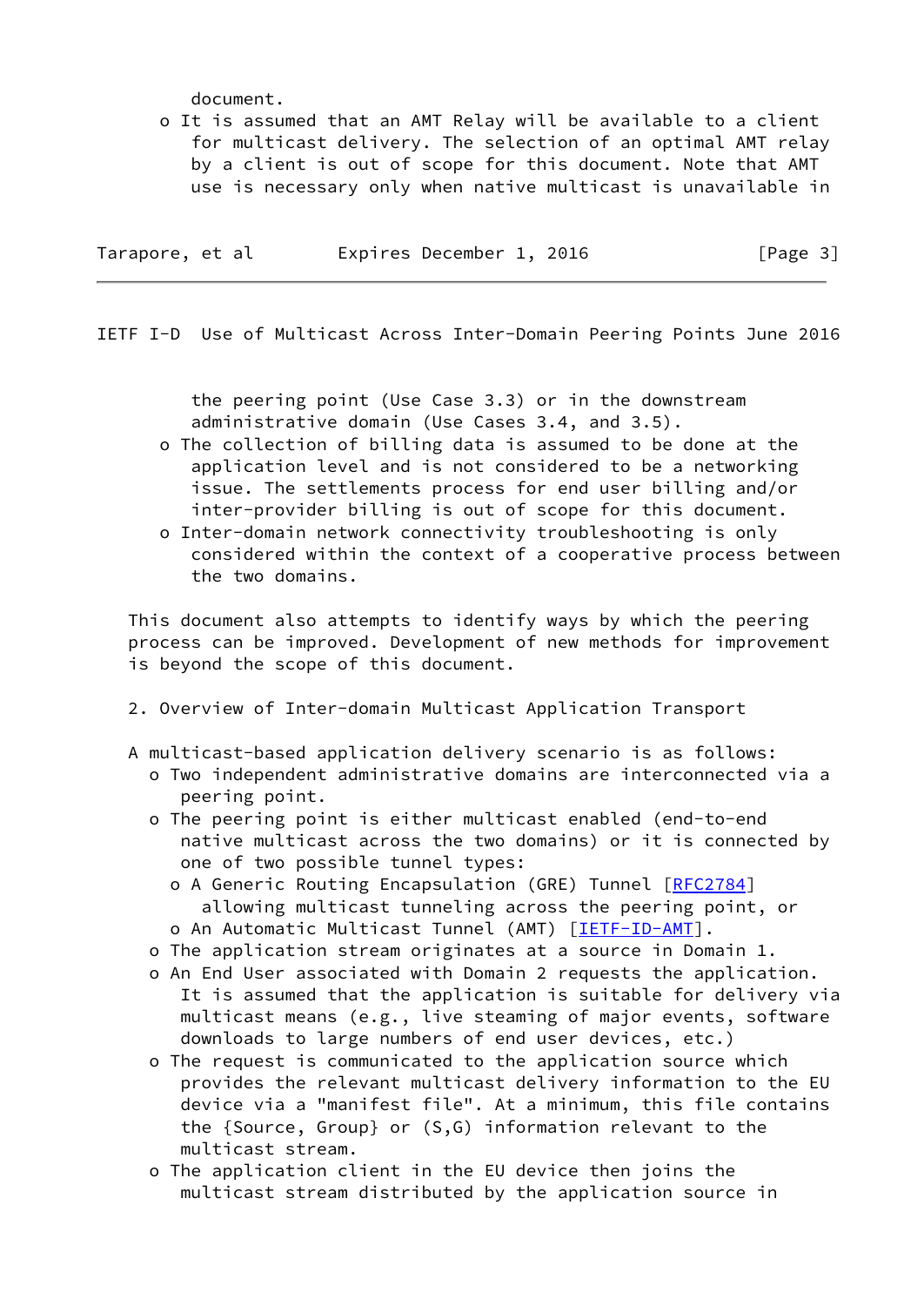document.

- It is assumed that an AMT Relay will be available to a client for multicast delivery. The selection of an optimal AMT relay by a client is out of scope for this document. Note that AMT use is necessary only when native multicast is unavailable in the peering point (Use Case 3.3) or in the downstream administrative domain (Use Cases 3.4, and 3.5).
- The collection of billing data is assumed to be done at the application level and is not considered to be a networking issue. The settlements process for end user billing and/or inter-provider billing is out of scope for this document.
- Inter-domain network connectivity troubleshooting is only considered within the context of a cooperative process between the two domains.

This document also attempts to identify ways by which the peering process can be improved. Development of new methods for improvement is beyond the scope of this document.

## 2. Overview of Inter-domain Multicast Application Transport

A multicast-based application delivery scenario is as follows:

- Two independent administrative domains are interconnected via a peering point.
- The peering point is either multicast enabled (end-to-end native multicast across the two domains) or it is connected by one of two possible tunnel types:
  - A Generic Routing Encapsulation (GRE) Tunnel [RFC2784] allowing multicast tunneling across the peering point, or
  - An Automatic Multicast Tunnel (AMT) [IETF-ID-AMT].
- The application stream originates at a source in Domain 1.
- An End User associated with Domain 2 requests the application. It is assumed that the application is suitable for delivery via multicast means (e.g., live steaming of major events, software downloads to large numbers of end user devices, etc.)
- The request is communicated to the application source which provides the relevant multicast delivery information to the EU device via a "manifest file". At a minimum, this file contains the {Source, Group} or (S,G) information relevant to the multicast stream.
- The application client in the EU device then joins the multicast stream distributed by the application source in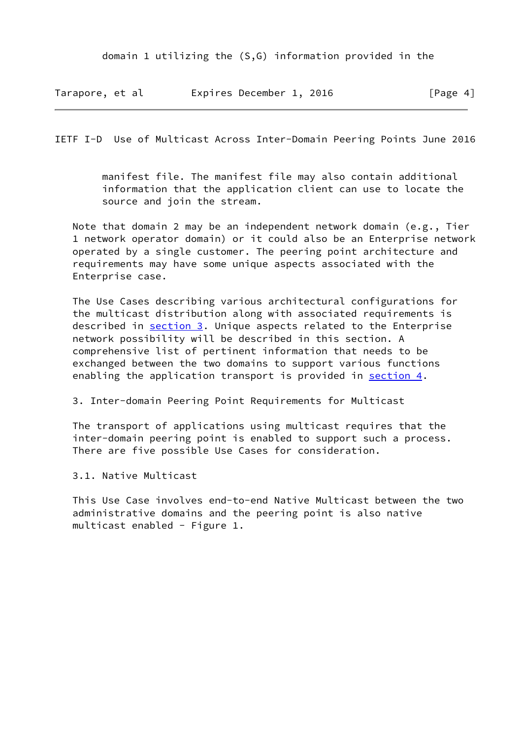domain 1 utilizing the (S,G) information provided in the manifest file. The manifest file may also contain additional information that the application client can use to locate the source and join the stream.

Note that domain 2 may an independent network domain (e.g., Tier 1 network operator domain) or it could also be an Enterprise network operated by a single customer. The peering point architecture and requirements may have some unique aspects associated with the Enterprise case.

The Use Cases describing various architectural configurations for the multicast distribution along with associated requirements is described in section 3. Unique aspects related to the Enterprise network possibility will be described in this section. A comprehensive list of pertinent information that needs to be exchanged between the two domains to support various functions enabling the application transport is provided in section 4.

## 3. Inter-domain Peering Point Requirements for Multicast

The transport of applications using multicast requires that the inter-domain peering point is enabled to support such a process. There are five possible Use Cases for consideration.

### 3.1. Native Multicast

This Use Case involves end-to-end Native Multicast between the two administrative domains and the peering point is also native multicast enabled - Figure 1.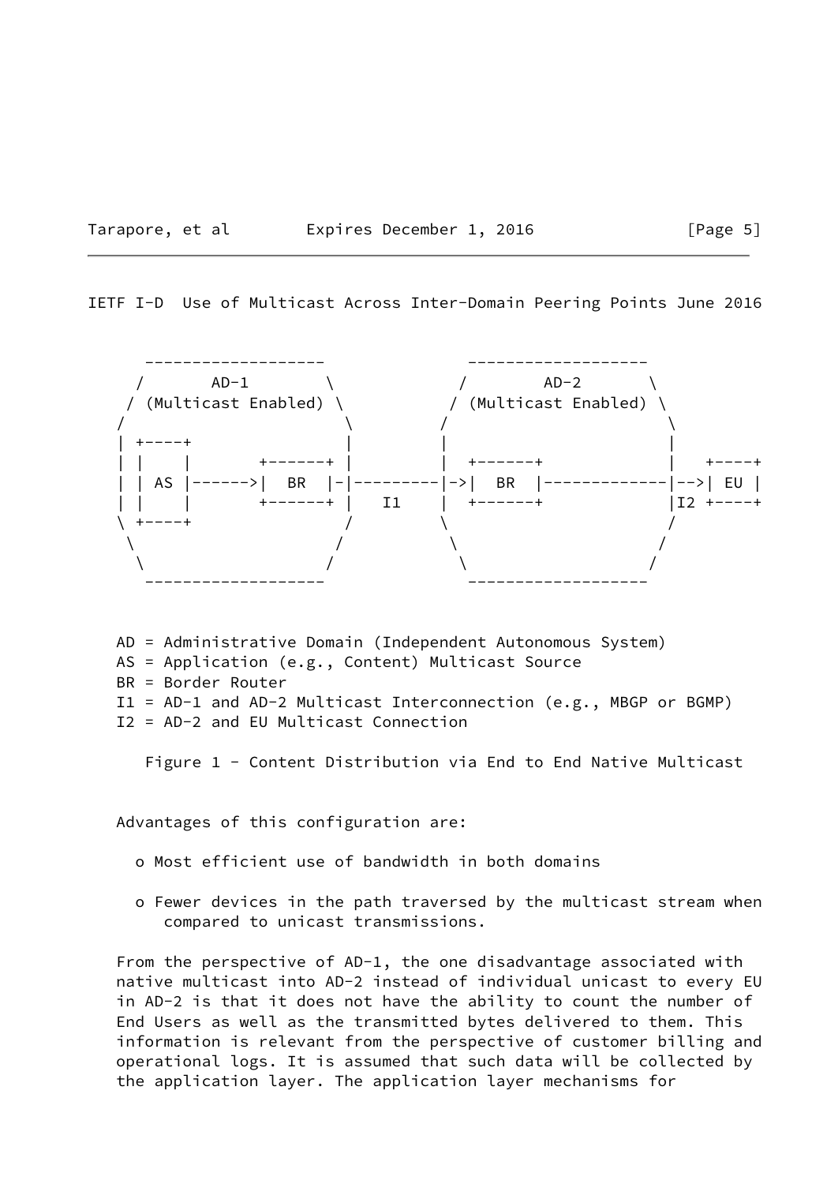```
     -------------------              -------------------
    /       AD-1        \            /        AD-2       \
   / (Multicast Enabled) \          / (Multicast Enabled) \
  /                       \        /                       \
  | +----+                |        |                       |
  | |    |       +------+ |        |  +------+             |   +----+
  | | AS |------>|  BR  |-|--------|->|  BR  |-------------|-->| EU |
  | |    |       +------+ |   I1   |  +------+             |I2 +----+
  \ +----+                /        \                       /
   \                     /          \                     /
    \                   /            \                   /
     -------------------              -------------------
```

AD = Administrative Domain (Independent Autonomous System)
AS = Application (e.g., Content) Multicast Source
BR = Border Router
I1 = AD-1 and AD-2 Multicast Interconnection (e.g., MBGP or BGMP)
I2 = AD-2 and EU Multicast Connection

Figure 1 - Content Distribution via End to End Native Multicast

Advantages of this configuration are:

- Most efficient use of bandwidth in both domains
- Fewer devices in the path traversed by the multicast stream when compared to unicast transmissions.

From the perspective of AD-1, the one disadvantage associated with native multicast into AD-2 instead of individual unicast to every EU in AD-2 is that it does not have the ability to count the number of End Users as well as the transmitted bytes delivered to them. This information is relevant from the perspective of customer billing and operational logs. It is assumed that such data will be collected by the application layer. The application layer mechanisms for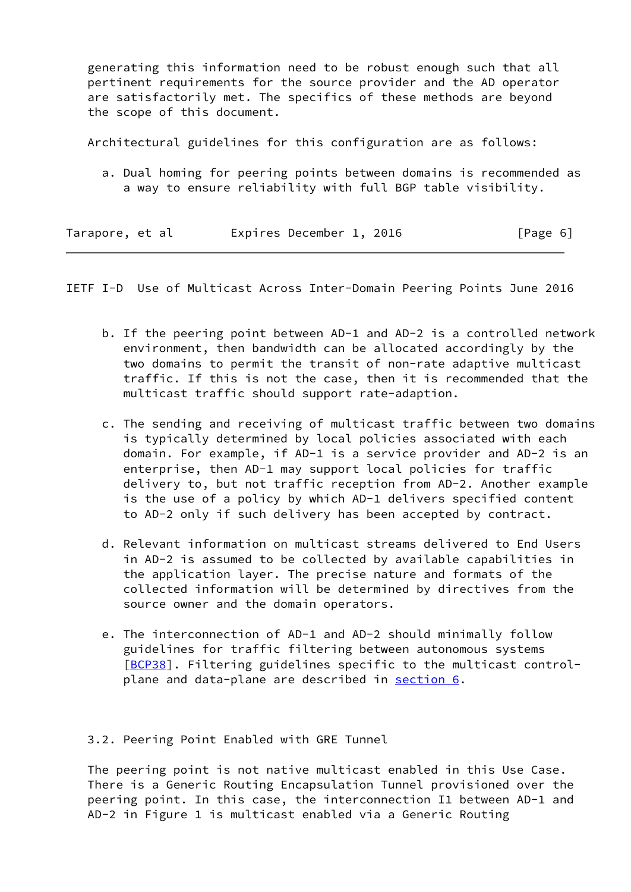generating this information need to be robust enough such that all pertinent requirements for the source provider and the AD operator are satisfactorily met. The specifics of these methods are beyond the scope of this document.

Architectural guidelines for this configuration are as follows:

a. Dual homing for peering points between domains is recommended as a way to ensure reliability with full BGP table visibility.

b. If the peering point between AD-1 and AD-2 is a controlled network environment, then bandwidth can be allocated accordingly by the two domains to permit the transit of non-rate adaptive multicast traffic. If this is not the case, then it is recommended that the multicast traffic should support rate-adaption.

c. The sending and receiving of multicast traffic between two domains is typically determined by local policies associated with each domain. For example, if AD-1 is a service provider and AD-2 is an enterprise, then AD-1 may support local policies for traffic delivery to, but not traffic reception from AD-2. Another example is the use of a policy by which AD-1 delivers specified content to AD-2 only if such delivery has been accepted by contract.

d. Relevant information on multicast streams delivered to End Users in AD-2 is assumed to be collected by available capabilities in the application layer. The precise nature and formats of the collected information will be determined by directives from the source owner and the domain operators.

e. The interconnection of AD-1 and AD-2 should minimally follow guidelines for traffic filtering between autonomous systems [BCP38]. Filtering guidelines specific to the multicast control-plane and data-plane are described in section 6.

### 3.2. Peering Point Enabled with GRE Tunnel

The peering point is not native multicast enabled in this Use Case. There is a Generic Routing Encapsulation Tunnel provisioned over the peering point. In this case, the interconnection I1 between AD-1 and AD-2 in Figure 1 is multicast enabled via a Generic Routing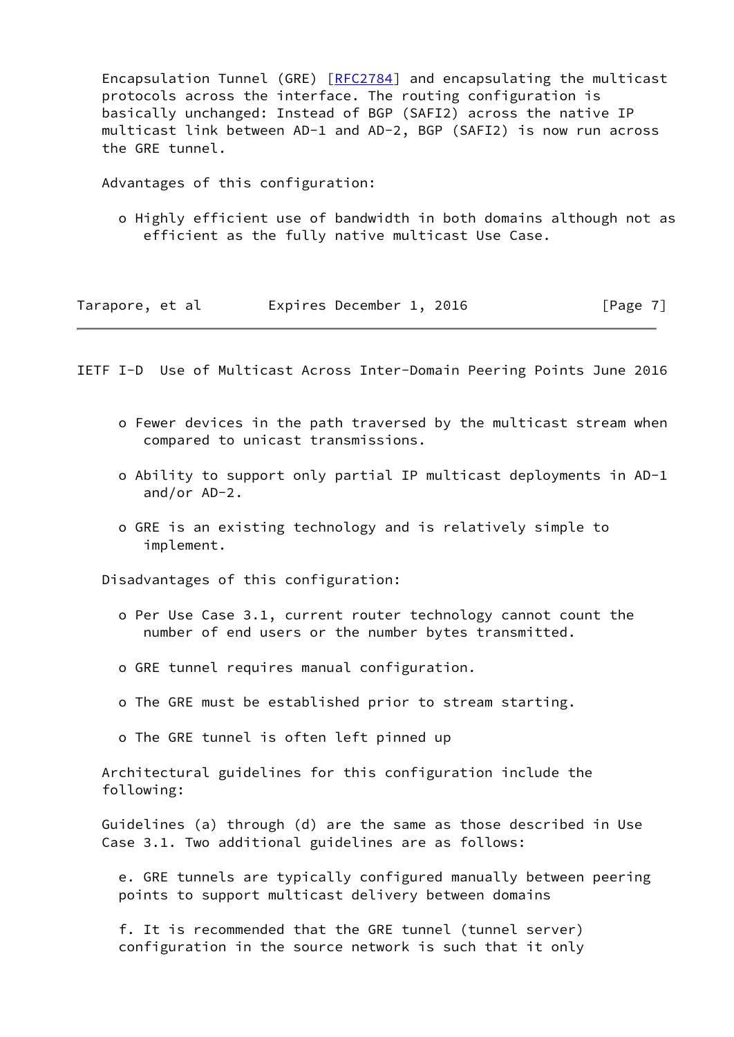Encapsulation Tunnel (GRE) [RFC2784] and encapsulating the multicast protocols across the interface. The routing configuration is basically unchanged: Instead of BGP (SAFI2) across the native IP multicast link between AD-1 and AD-2, BGP (SAFI2) is now run across the GRE tunnel.

Advantages of this configuration:

- Highly efficient use of bandwidth in both domains although not as efficient as the fully native multicast Use Case.
- Fewer devices in the path traversed by the multicast stream when compared to unicast transmissions.
- Ability to support only partial IP multicast deployments in AD-1 and/or AD-2.
- GRE is an existing technology and is relatively simple to implement.

Disadvantages of this configuration:

- Per Use Case 3.1, current router technology cannot count the number of end users or the number bytes transmitted.
- GRE tunnel requires manual configuration.
- The GRE must be established prior to stream starting.
- The GRE tunnel is often left pinned up

Architectural guidelines for this configuration include the following:

Guidelines (a) through (d) are the same as those described in Use Case 3.1. Two additional guidelines are as follows:

e. GRE tunnels are typically configured manually between peering points to support multicast delivery between domains

f. It is recommended that the GRE tunnel (tunnel server) configuration in the source network is such that it only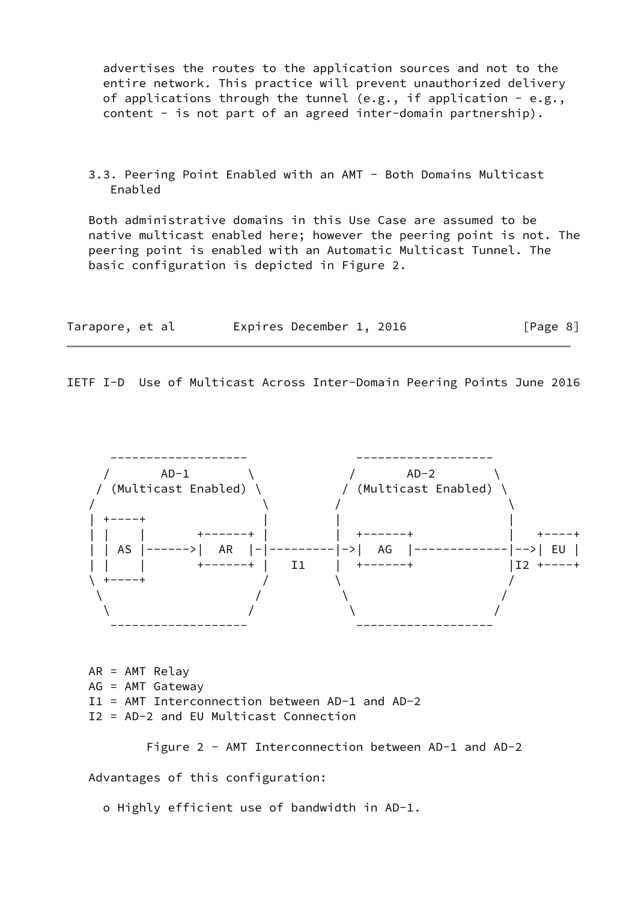advertises the routes to the application sources and not to the entire network. This practice will prevent unauthorized delivery of applications through the tunnel (e.g., if application - e.g., content - is not part of an agreed inter-domain partnership).

### 3.3. Peering Point Enabled with an AMT - Both Domains Multicast Enabled

Both administrative domains in this Use Case are assumed to be native multicast enabled here; however the peering point is not. The peering point is enabled with an Automatic Multicast Tunnel. The basic configuration is depicted in Figure 2.

```
    -------------------             -------------------
   /       AD-1        \           /       AD-2        \
  / (Multicast Enabled) \         / (Multicast Enabled) \
 /                       \       /                       \
| +----+                  |     |                         |
| |    |       +------+   |     |  +------+               |   +----+
| | AS |------>|  AR  |-|---------|->|  AG  |-------------|-->| EU |
| |    |       +------+   |  I1  |  +------+               |I2 +----+
 \ +----+                /       \                       /
  \                     /         \                     /
   \                   /           \                   /
    -------------------             -------------------
```

AR = AMT Relay
AG = AMT Gateway
I1 = AMT Interconnection between AD-1 and AD-2
I2 = AD-2 and EU Multicast Connection

Figure 2 - AMT Interconnection between AD-1 and AD-2

Advantages of this configuration:

- Highly efficient use of bandwidth in AD-1.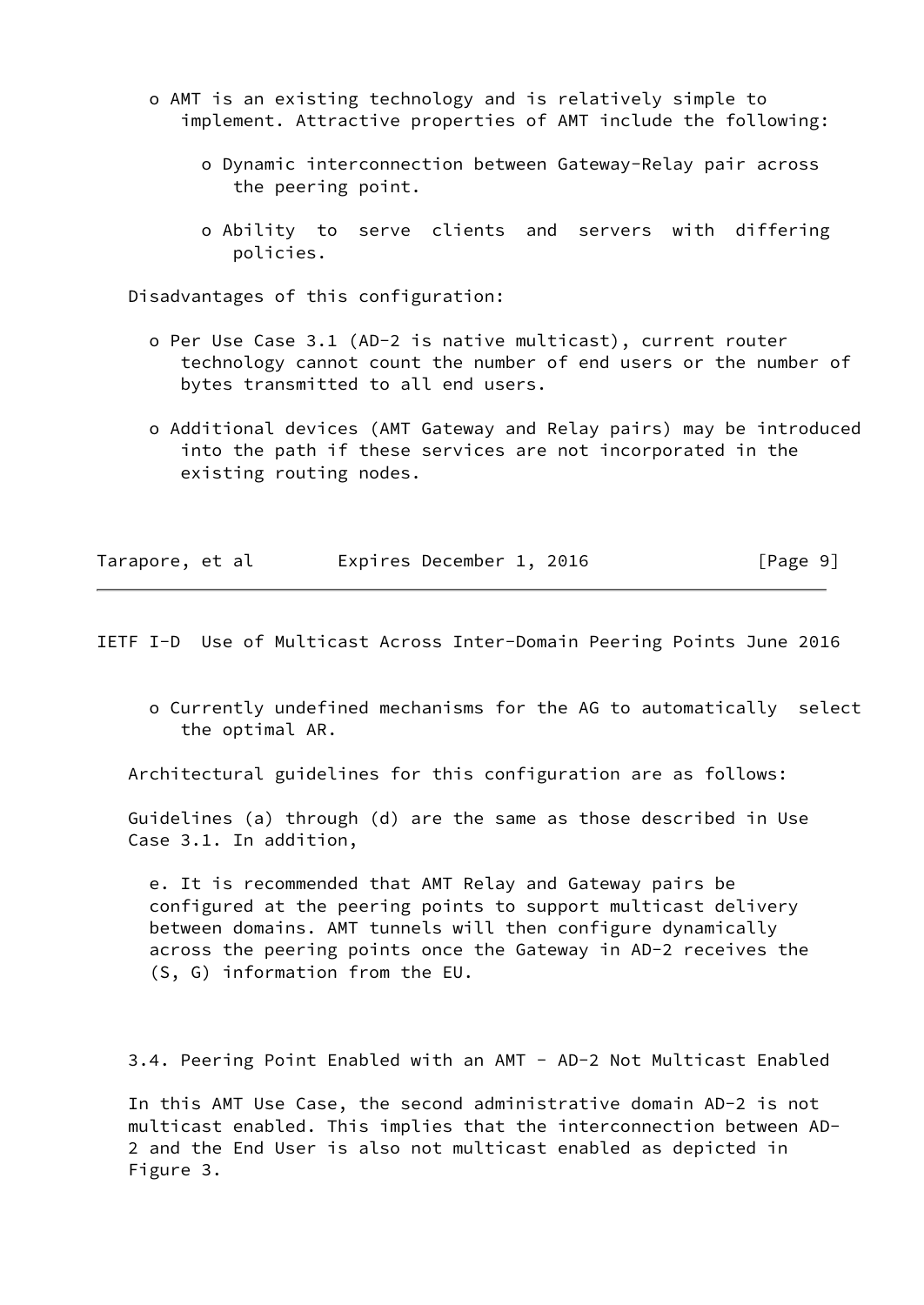- AMT is an existing technology and is relatively simple to implement. Attractive properties of AMT include the following:

  - Dynamic interconnection between Gateway-Relay pair across the peering point.

  - Ability to serve clients and servers with differing policies.

Disadvantages of this configuration:

- Per Use Case 3.1 (AD-2 is native multicast), current router technology cannot count the number of end users or the number of bytes transmitted to all end users.

- Additional devices (AMT Gateway and Relay pairs) may be introduced into the path if these services are not incorporated in the existing routing nodes.

- Currently undefined mechanisms for the AG to automatically select the optimal AR.

Architectural guidelines for this configuration are as follows:

Guidelines (a) through (d) are the same as those described in Use Case 3.1. In addition,

e. It is recommended that AMT Relay and Gateway pairs be configured at the peering points to support multicast delivery between domains. AMT tunnels will then configure dynamically across the peering points once the Gateway in AD-2 receives the (S, G) information from the EU.

### 3.4. Peering Point Enabled with an AMT - AD-2 Not Multicast Enabled

In this AMT Use Case, the second administrative domain AD-2 is not multicast enabled. This implies that the interconnection between AD-2 and the End User is also not multicast enabled as depicted in Figure 3.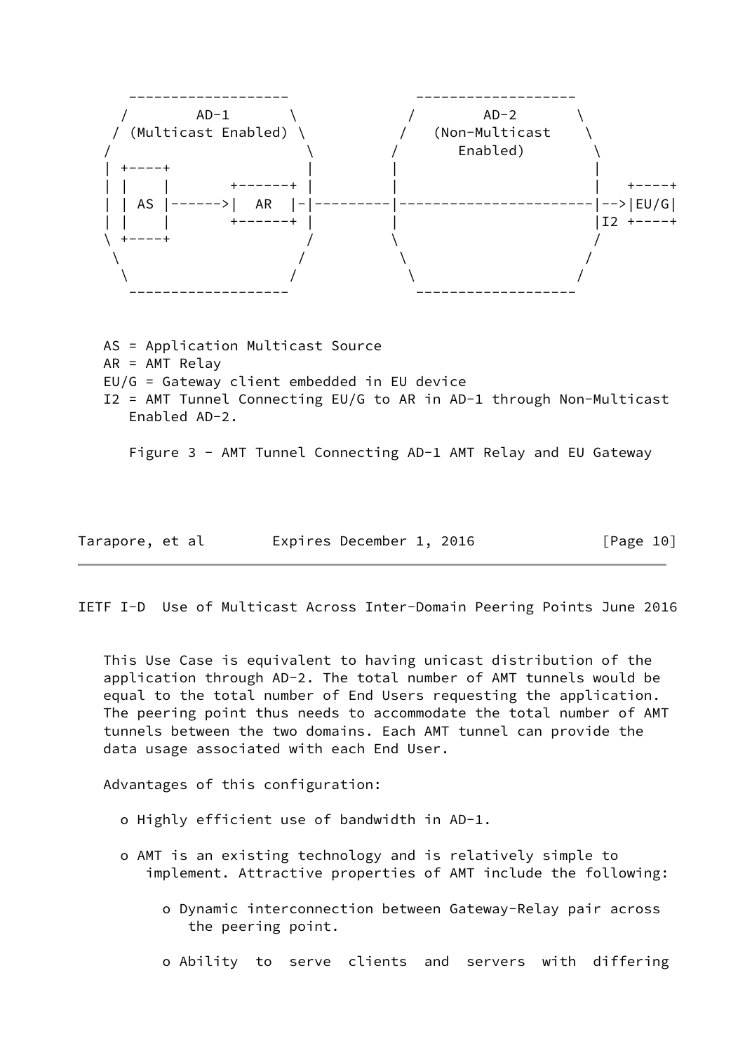```
       -------------------                -------------------
     /        AD-1       \               /        AD-2       \
    / (Multicast Enabled) \             /   (Non-Multicast    \
   /                       \           /       Enabled)        \
   | +----+                |          |                        |
   | |    |       +------+ |          |                        |   +----+
   | | AS |------>|  AR  |-|---------|------------------------|-->|EU/G|
   | |    |       +------+ |          |                        |I2 +----+
   \ +----+                /           \                       /
    \                     /             \                     /
     \                   /               \                   /
       -------------------                -------------------
```

AS = Application Multicast Source
AR = AMT Relay
EU/G = Gateway client embedded in EU device
I2 = AMT Tunnel Connecting EU/G to AR in AD-1 through Non-Multicast Enabled AD-2.

Figure 3 - AMT Tunnel Connecting AD-1 AMT Relay and EU Gateway

This Use Case is equivalent to having unicast distribution of the application through AD-2. The total number of AMT tunnels would be equal to the total number of End Users requesting the application. The peering point thus needs to accommodate the total number of AMT tunnels between the two domains. Each AMT tunnel can provide the data usage associated with each End User.

Advantages of this configuration:

- Highly efficient use of bandwidth in AD-1.

- AMT is an existing technology and is relatively simple to implement. Attractive properties of AMT include the following:

  - Dynamic interconnection between Gateway-Relay pair across the peering point.

  - Ability to serve clients and servers with differing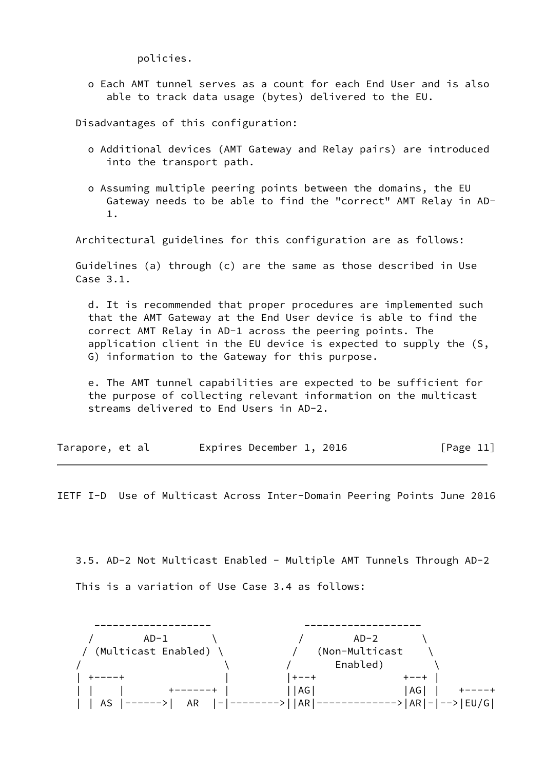policies.

- Each AMT tunnel serves as a count for each End User and is also able to track data usage (bytes) delivered to the EU.

Disadvantages of this configuration:

- Additional devices (AMT Gateway and Relay pairs) are introduced into the transport path.

- Assuming multiple peering points between the domains, the EU Gateway needs to be able to find the "correct" AMT Relay in AD-1.

Architectural guidelines for this configuration are as follows:

Guidelines (a) through (c) are the same as those described in Use Case 3.1.

d. It is recommended that proper procedures are implemented such that the AMT Gateway at the End User device is able to find the correct AMT Relay in AD-1 across the peering points. The application client in the EU device is expected to supply the (S, G) information to the Gateway for this purpose.

e. The AMT tunnel capabilities are expected to be sufficient for the purpose of collecting relevant information on the multicast streams delivered to End Users in AD-2.

### 3.5. AD-2 Not Multicast Enabled - Multiple AMT Tunnels Through AD-2

This is a variation of Use Case 3.4 as follows:

```
      -------------------             -------------------
     /       AD-1        \           /       AD-2        \
    / (Multicast Enabled) \         /   (Non-Multicast    \
   /                       \       /        Enabled)       \
   | +----+                |      |+--+              +--+ |
   | |    |       +------+ |      ||AG|              |AG| |   +----+
   | | AS |------>|  AR  |-|----->||AR|------------->|AR|-|-->|EU/G|
```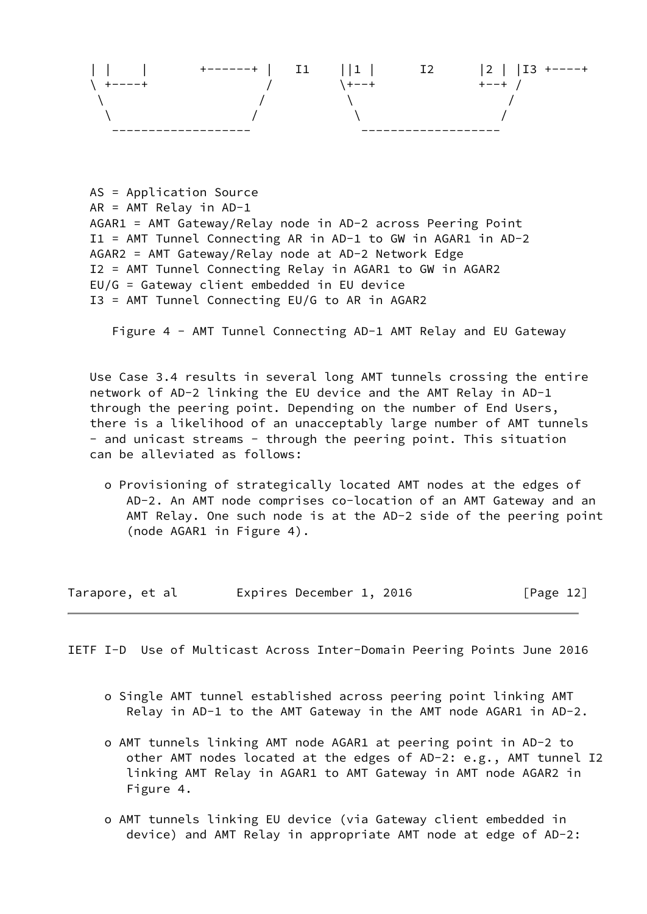```
   | |    |       +------+ |   I1    ||1 |      I2      |2 | |I3 +----+
   \ +----+               /         \+--+             +--+ /
    \                    /           \                    /
     \                  /             \                  /
      ------------------               ------------------
```

```
   AS = Application Source
   AR = AMT Relay in AD-1
   AGAR1 = AMT Gateway/Relay node in AD-2 across Peering Point
   I1 = AMT Tunnel Connecting AR in AD-1 to GW in AGAR1 in AD-2
   AGAR2 = AMT Gateway/Relay node at AD-2 Network Edge
   I2 = AMT Tunnel Connecting Relay in AGAR1 to GW in AGAR2
   EU/G = Gateway client embedded in EU device
   I3 = AMT Tunnel Connecting EU/G to AR in AGAR2
```

Figure 4 - AMT Tunnel Connecting AD-1 AMT Relay and EU Gateway

Use Case 3.4 results in several long AMT tunnels crossing the entire network of AD-2 linking the EU device and the AMT Relay in AD-1 through the peering point. Depending on the number of End Users, there is a likelihood of an unacceptably large number of AMT tunnels - and unicast streams - through the peering point. This situation can be alleviated as follows:

- Provisioning of strategically located AMT nodes at the edges of AD-2. An AMT node comprises co-location of an AMT Gateway and an AMT Relay. One such node is at the AD-2 side of the peering point (node AGAR1 in Figure 4).

- Single AMT tunnel established across peering point linking AMT Relay in AD-1 to the AMT Gateway in the AMT node AGAR1 in AD-2.

- AMT tunnels linking AMT node AGAR1 at peering point in AD-2 to other AMT nodes located at the edges of AD-2: e.g., AMT tunnel I2 linking AMT Relay in AGAR1 to AMT Gateway in AMT node AGAR2 in Figure 4.

- AMT tunnels linking EU device (via Gateway client embedded in device) and AMT Relay in appropriate AMT node at edge of AD-2: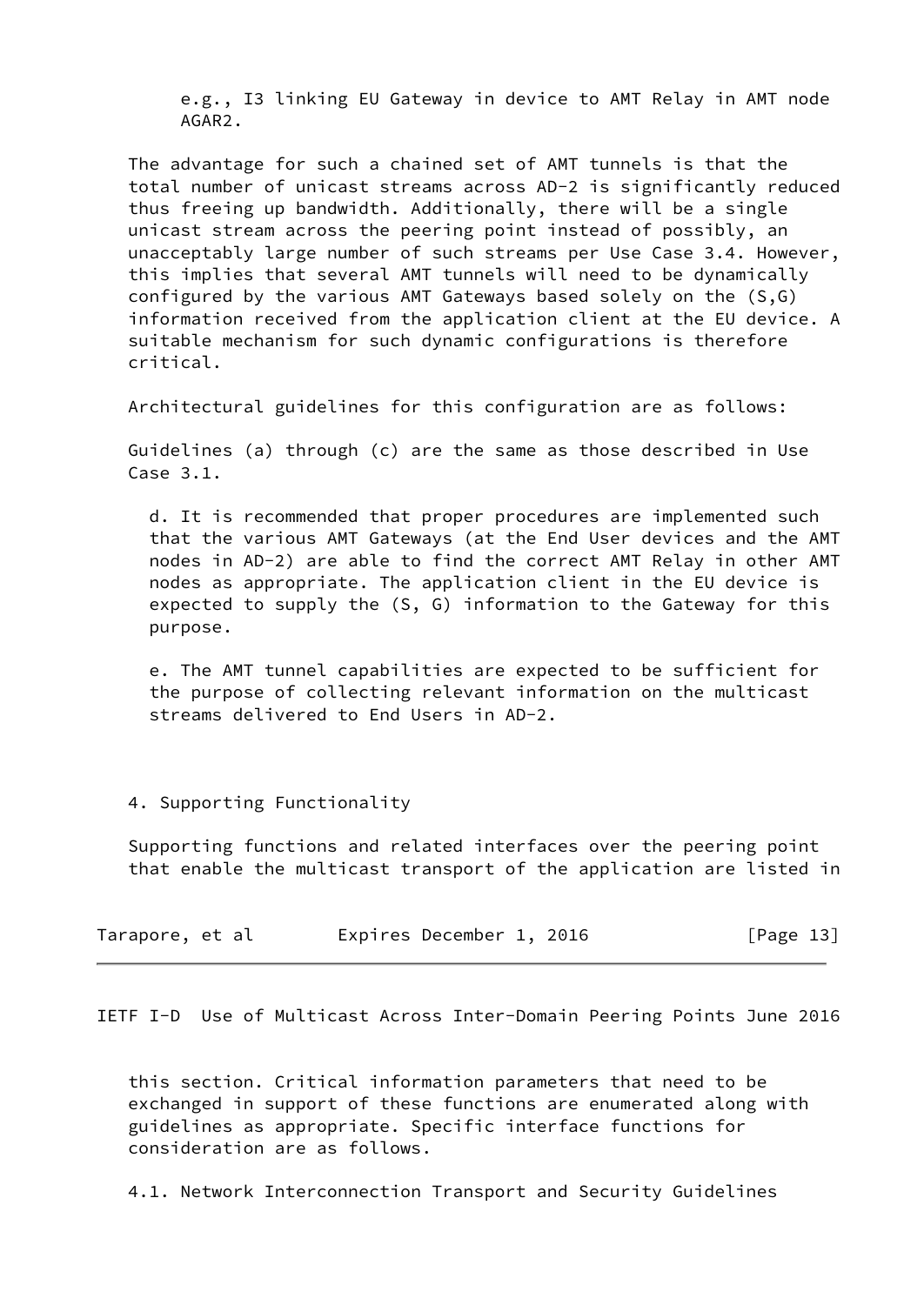e.g., I3 linking EU Gateway in device to AMT Relay in AMT node AGAR2.

The advantage for such a chained set of AMT tunnels is that the total number of unicast streams across AD-2 is significantly reduced thus freeing up bandwidth. Additionally, there will be a single unicast stream across the peering point instead of possibly, an unacceptably large number of such streams per Use Case 3.4. However, this implies that several AMT tunnels will need to be dynamically configured by the various AMT Gateways based solely on the (S,G) information received from the application client at the EU device. A suitable mechanism for such dynamic configurations is therefore critical.

Architectural guidelines for this configuration are as follows:

Guidelines (a) through (c) are the same as those described in Use Case 3.1.

d. It is recommended that proper procedures are implemented such that the various AMT Gateways (at the End User devices and the AMT nodes in AD-2) are able to find the correct AMT Relay in other AMT nodes as appropriate. The application client in the EU device is expected to supply the (S, G) information to the Gateway for this purpose.

e. The AMT tunnel capabilities are expected to be sufficient for the purpose of collecting relevant information on the multicast streams delivered to End Users in AD-2.

## 4. Supporting Functionality

Supporting functions and related interfaces over the peering point that enable the multicast transport of the application are listed in this section. Critical information parameters that need to be exchanged in support of these functions are enumerated along with guidelines as appropriate. Specific interface functions for consideration are as follows.

### 4.1. Network Interconnection Transport and Security Guidelines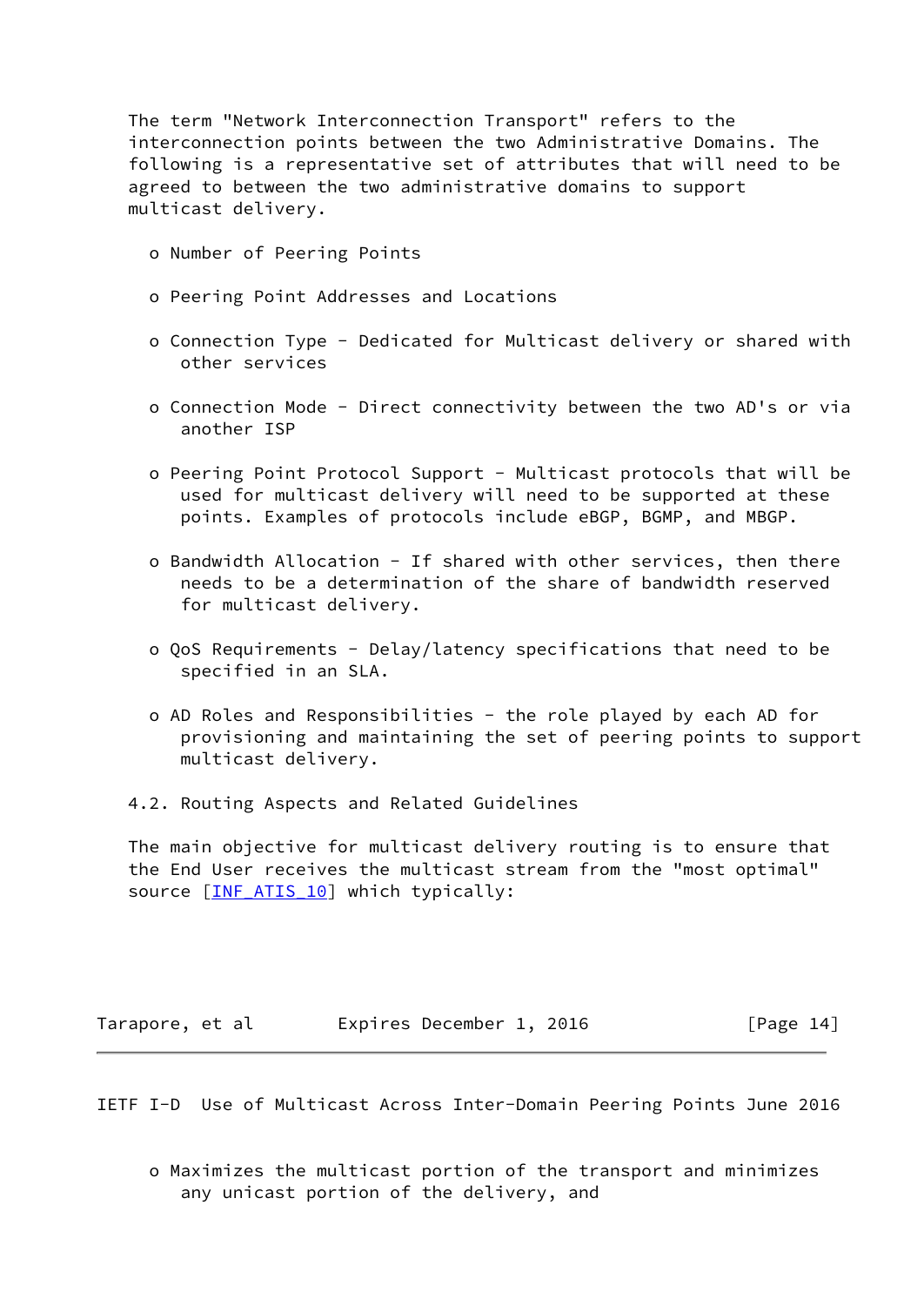The term "Network Interconnection Transport" refers to the interconnection points between the two Administrative Domains. The following is a representative set of attributes that will need to be agreed to between the two administrative domains to support multicast delivery.

- Number of Peering Points
- Peering Point Addresses and Locations
- Connection Type - Dedicated for Multicast delivery or shared with other services
- Connection Mode - Direct connectivity between the two AD's or via another ISP
- Peering Point Protocol Support - Multicast protocols that will be used for multicast delivery will need to be supported at these points. Examples of protocols include eBGP, BGMP, and MBGP.
- Bandwidth Allocation - If shared with other services, then there needs to be a determination of the share of bandwidth reserved for multicast delivery.
- QoS Requirements - Delay/latency specifications that need to be specified in an SLA.
- AD Roles and Responsibilities - the role played by each AD for provisioning and maintaining the set of peering points to support multicast delivery.

### 4.2. Routing Aspects and Related Guidelines

The main objective for multicast delivery routing is to ensure that the End User receives the multicast stream from the "most optimal" source [INF_ATIS_10] which typically:

- Maximizes the multicast portion of the transport and minimizes any unicast portion of the delivery, and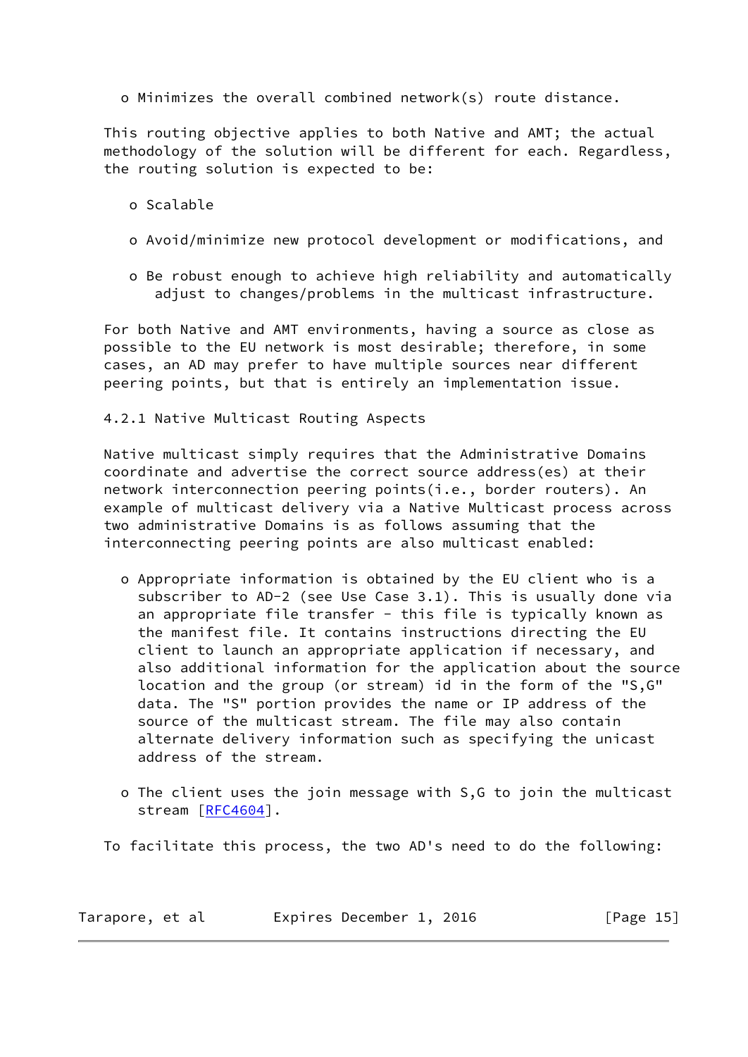- Minimizes the overall combined network(s) route distance.

This routing objective applies to both Native and AMT; the actual methodology of the solution will be different for each. Regardless, the routing solution is expected to be:

- Scalable
- Avoid/minimize new protocol development or modifications, and
- Be robust enough to achieve high reliability and automatically adjust to changes/problems in the multicast infrastructure.

For both Native and AMT environments, having a source as close as possible to the EU network is most desirable; therefore, in some cases, an AD may prefer to have multiple sources near different peering points, but that is entirely an implementation issue.

### 4.2.1 Native Multicast Routing Aspects

Native multicast simply requires that the Administrative Domains coordinate and advertise the correct source address(es) at their network interconnection peering points(i.e., border routers). An example of multicast delivery via a Native Multicast process across two administrative Domains is as follows assuming that the interconnecting peering points are also multicast enabled:

- Appropriate information is obtained by the EU client who is a subscriber to AD-2 (see Use Case 3.1). This is usually done via an appropriate file transfer - this file is typically known as the manifest file. It contains instructions directing the EU client to launch an appropriate application if necessary, and also additional information for the application about the source location and the group (or stream) id in the form of the "S,G" data. The "S" portion provides the name or IP address of the source of the multicast stream. The file may also contain alternate delivery information such as specifying the unicast address of the stream.
- The client uses the join message with S,G to join the multicast stream [RFC4604].

To facilitate this process, the two AD's need to do the following: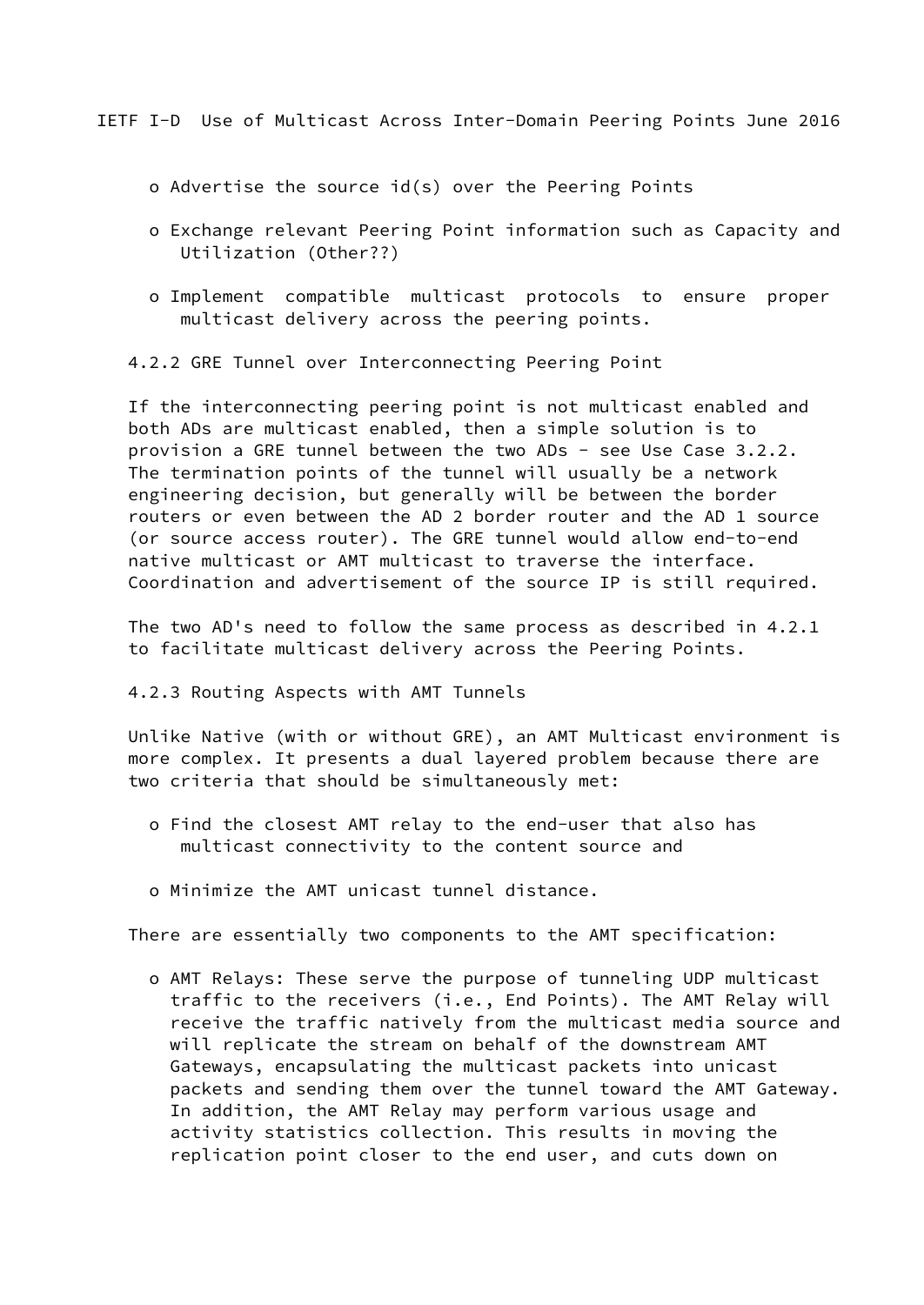- Advertise the source id(s) over the Peering Points
- Exchange relevant Peering Point information such as Capacity and Utilization (Other??)
- Implement compatible multicast protocols to ensure proper multicast delivery across the peering points.

### 4.2.2 GRE Tunnel over Interconnecting Peering Point

If the interconnecting peering point is not multicast enabled and both ADs are multicast enabled, then a simple solution is to provision a GRE tunnel between the two ADs - see Use Case 3.2.2. The termination points of the tunnel will usually be a network engineering decision, but generally will be between the border routers or even between the AD 2 border router and the AD 1 source (or source access router). The GRE tunnel would allow end-to-end native multicast or AMT multicast to traverse the interface. Coordination and advertisement of the source IP is still required.

The two AD's need to follow the same process as described in 4.2.1 to facilitate multicast delivery across the Peering Points.

### 4.2.3 Routing Aspects with AMT Tunnels

Unlike Native (with or without GRE), an AMT Multicast environment is more complex. It presents a dual layered problem because there are two criteria that should be simultaneously met:

- Find the closest AMT relay to the end-user that also has multicast connectivity to the content source and
- Minimize the AMT unicast tunnel distance.

There are essentially two components to the AMT specification:

- AMT Relays: These serve the purpose of tunneling UDP multicast traffic to the receivers (i.e., End Points). The AMT Relay will receive the traffic natively from the multicast media source and will replicate the stream on behalf of the downstream AMT Gateways, encapsulating the multicast packets into unicast packets and sending them over the tunnel toward the AMT Gateway. In addition, the AMT Relay may perform various usage and activity statistics collection. This results in moving the replication point closer to the end user, and cuts down on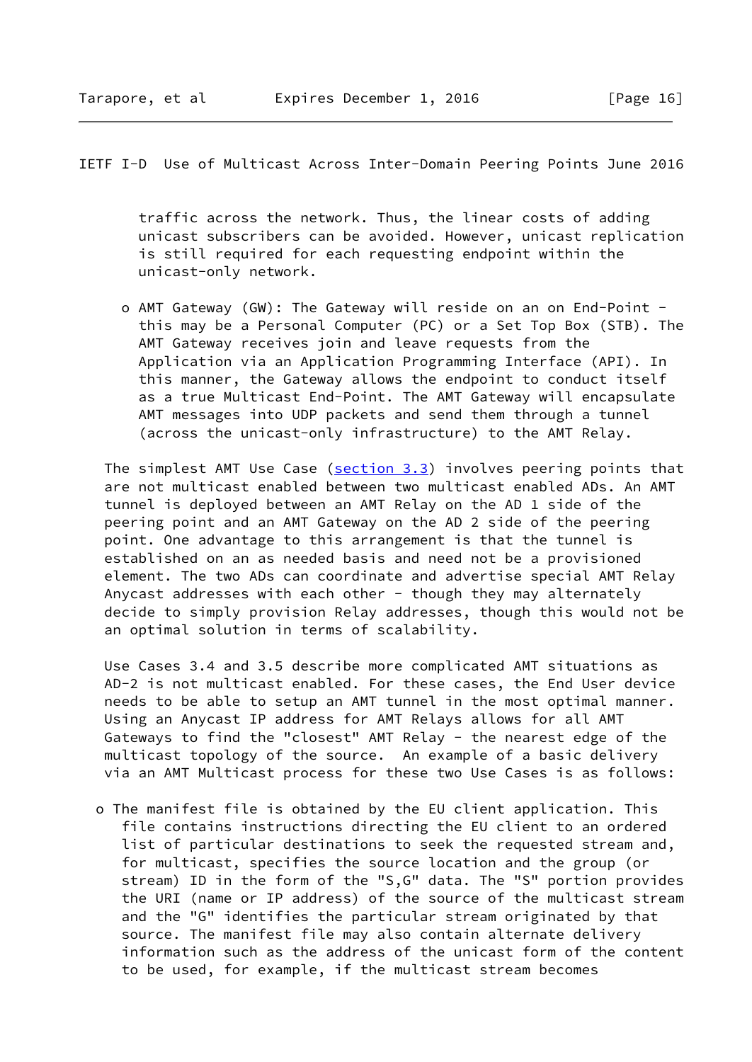traffic across the network. Thus, the linear costs of adding unicast subscribers can be avoided. However, unicast replication is still required for each requesting endpoint within the unicast-only network.

- AMT Gateway (GW): The Gateway will reside on an on End-Point - this may be a Personal Computer (PC) or a Set Top Box (STB). The AMT Gateway receives join and leave requests from the Application via an Application Programming Interface (API). In this manner, the Gateway allows the endpoint to conduct itself as a true Multicast End-Point. The AMT Gateway will encapsulate AMT messages into UDP packets and send them through a tunnel (across the unicast-only infrastructure) to the AMT Relay.

The simplest AMT Use Case (section 3.3) involves peering points that are not multicast enabled between two multicast enabled ADs. An AMT tunnel is deployed between an AMT Relay on the AD 1 side of the peering point and an AMT Gateway on the AD 2 side of the peering point. One advantage to this arrangement is that the tunnel is established on an as needed basis and need not be a provisioned element. The two ADs can coordinate and advertise special AMT Relay Anycast addresses with each other - though they may alternately decide to simply provision Relay addresses, though this would not be an optimal solution in terms of scalability.

Use Cases 3.4 and 3.5 describe more complicated AMT situations as AD-2 is not multicast enabled. For these cases, the End User device needs to be able to setup an AMT tunnel in the most optimal manner. Using an Anycast IP address for AMT Relays allows for all AMT Gateways to find the "closest" AMT Relay - the nearest edge of the multicast topology of the source. An example of a basic delivery via an AMT Multicast process for these two Use Cases is as follows:

- The manifest file is obtained by the EU client application. This file contains instructions directing the EU client to an ordered list of particular destinations to seek the requested stream and, for multicast, specifies the source location and the group (or stream) ID in the form of the "S,G" data. The "S" portion provides the URI (name or IP address) of the source of the multicast stream and the "G" identifies the particular stream originated by that source. The manifest file may also contain alternate delivery information such as the address of the unicast form of the content to be used, for example, if the multicast stream becomes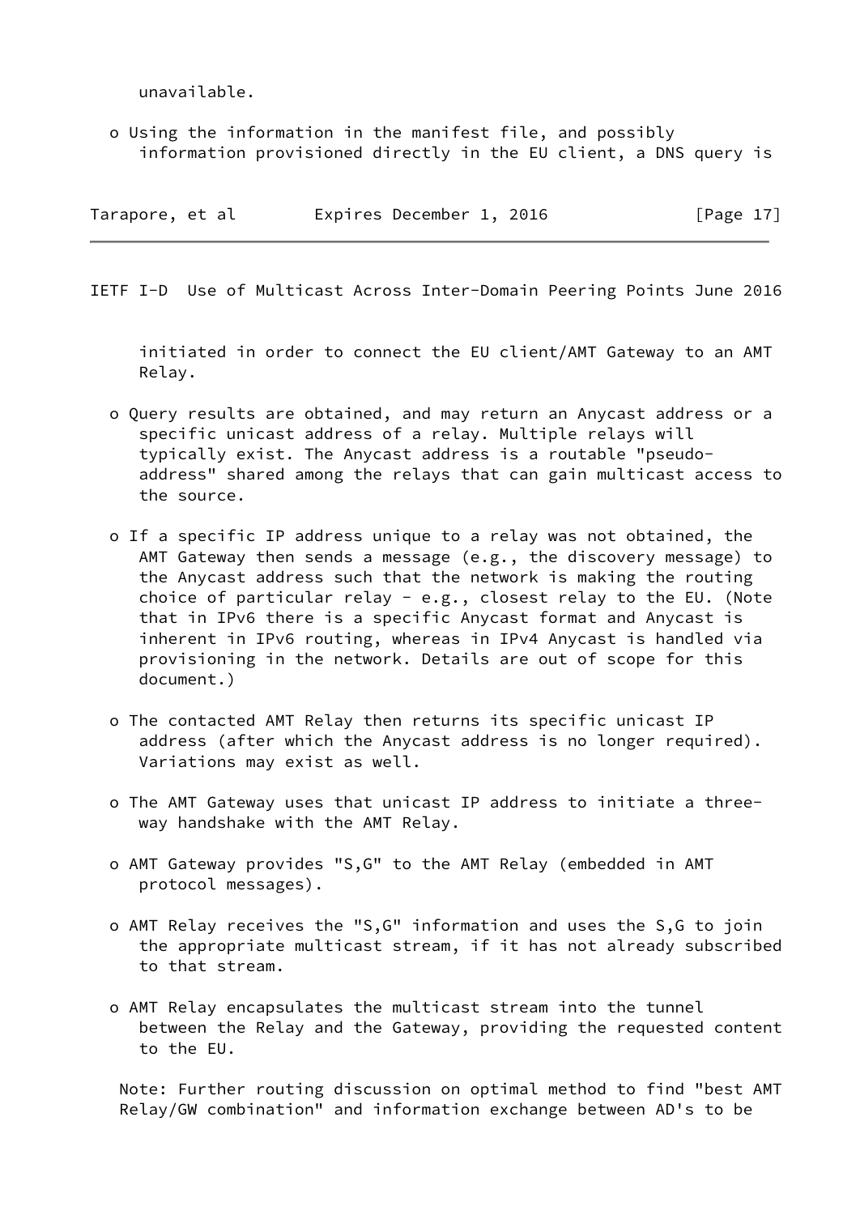unavailable.

- Using the information in the manifest file, and possibly information provisioned directly in the EU client, a DNS query is initiated in order to connect the EU client/AMT Gateway to an AMT Relay.

- Query results are obtained, and may return an Anycast address or a specific unicast address of a relay. Multiple relays will typically exist. The Anycast address is a routable "pseudo-address" shared among the relays that can gain multicast access to the source.

- If a specific IP address unique to a relay was not obtained, the AMT Gateway then sends a message (e.g., the discovery message) to the Anycast address such that the network is making the routing choice of particular relay - e.g., closest relay to the EU. (Note that in IPv6 there is a specific Anycast format and Anycast is inherent in IPv6 routing, whereas in IPv4 Anycast is handled via provisioning in the network. Details are out of scope for this document.)

- The contacted AMT Relay then returns its specific unicast IP address (after which the Anycast address is no longer required). Variations may exist as well.

- The AMT Gateway uses that unicast IP address to initiate a three-way handshake with the AMT Relay.

- AMT Gateway provides "S,G" to the AMT Relay (embedded in AMT protocol messages).

- AMT Relay receives the "S,G" information and uses the S,G to join the appropriate multicast stream, if it has not already subscribed to that stream.

- AMT Relay encapsulates the multicast stream into the tunnel between the Relay and the Gateway, providing the requested content to the EU.

Note: Further routing discussion on optimal method to find "best AMT Relay/GW combination" and information exchange between AD's to be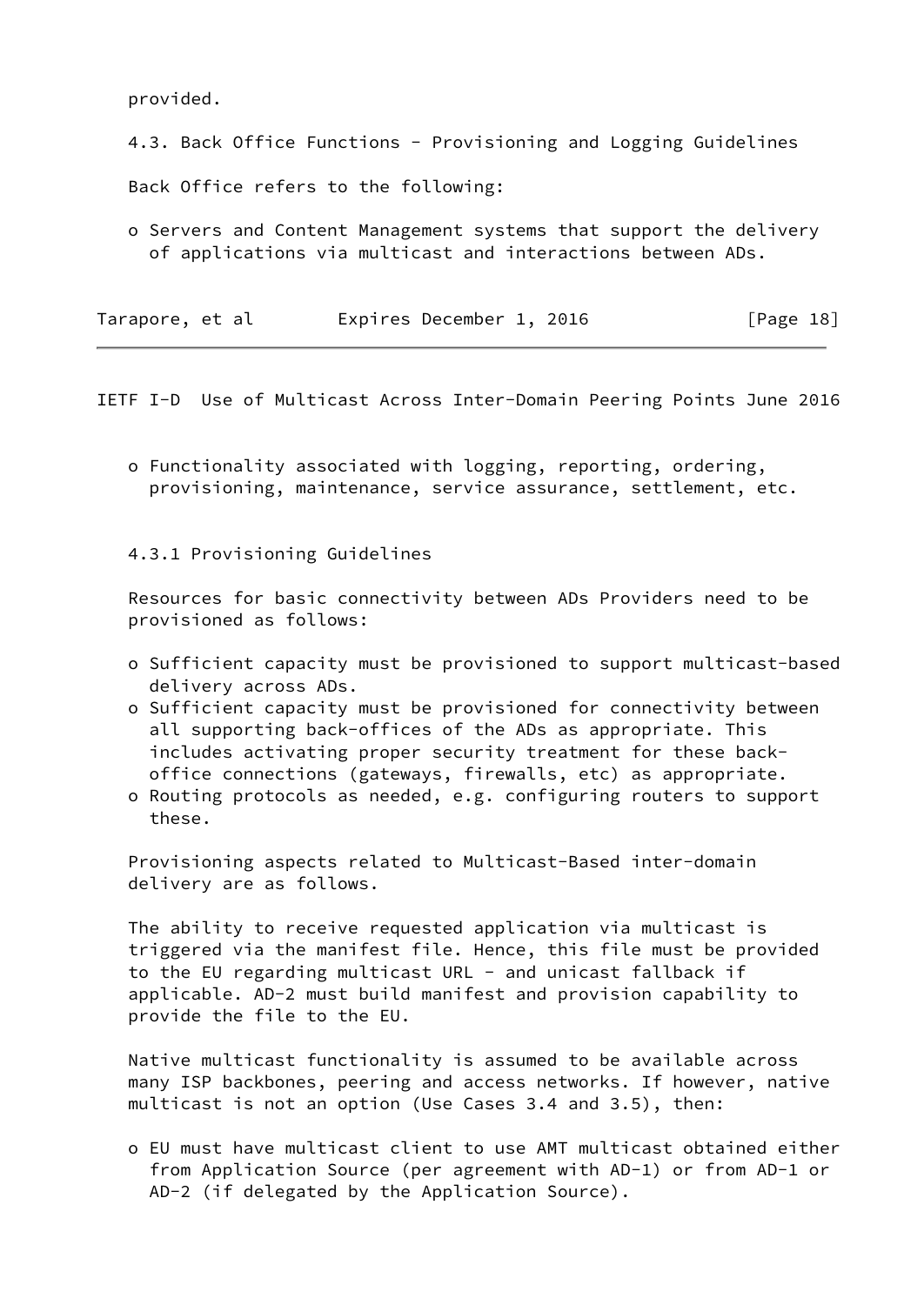provided.

### 4.3. Back Office Functions - Provisioning and Logging Guidelines

Back Office refers to the following:

- Servers and Content Management systems that support the delivery of applications via multicast and interactions between ADs.
- Functionality associated with logging, reporting, ordering, provisioning, maintenance, service assurance, settlement, etc.

#### 4.3.1 Provisioning Guidelines

Resources for basic connectivity between ADs Providers need to be provisioned as follows:

- Sufficient capacity must be provisioned to support multicast-based delivery across ADs.
- Sufficient capacity must be provisioned for connectivity between all supporting back-offices of the ADs as appropriate. This includes activating proper security treatment for these back-office connections (gateways, firewalls, etc) as appropriate.
- Routing protocols as needed, e.g. configuring routers to support these.

Provisioning aspects related to Multicast-Based inter-domain delivery are as follows.

The ability to receive requested application via multicast is triggered via the manifest file. Hence, this file must be provided to the EU regarding multicast URL - and unicast fallback if applicable. AD-2 must build manifest and provision capability to provide the file to the EU.

Native multicast functionality is assumed to be available across many ISP backbones, peering and access networks. If however, native multicast is not an option (Use Cases 3.4 and 3.5), then:

- EU must have multicast client to use AMT multicast obtained either from Application Source (per agreement with AD-1) or from AD-1 or AD-2 (if delegated by the Application Source).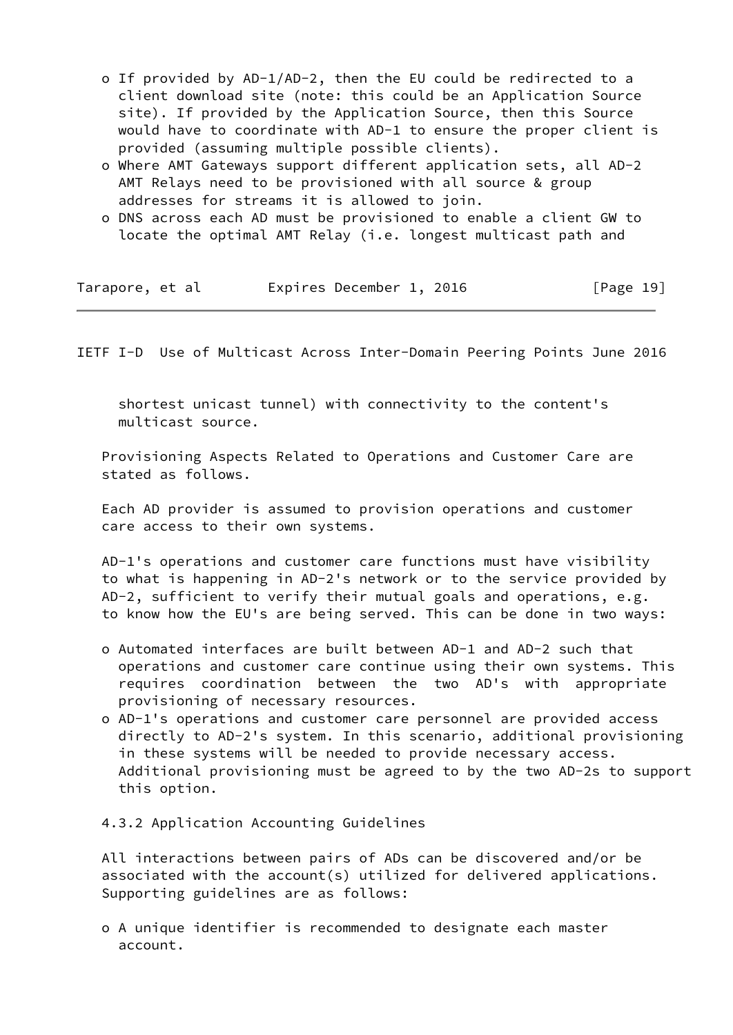- If provided by AD-1/AD-2, then the EU could be redirected to a client download site (note: this could be an Application Source site). If provided by the Application Source, then this Source would have to coordinate with AD-1 to ensure the proper client is provided (assuming multiple possible clients).
- Where AMT Gateways support different application sets, all AD-2 AMT Relays need to be provisioned with all source & group addresses for streams it is allowed to join.
- DNS across each AD must be provisioned to enable a client GW to locate the optimal AMT Relay (i.e. longest multicast path and shortest unicast tunnel) with connectivity to the content's multicast source.

Provisioning Aspects Related to Operations and Customer Care are stated as follows.

Each AD provider is assumed to provision operations and customer care access to their own systems.

AD-1's operations and customer care functions must have visibility to what is happening in AD-2's network or to the service provided by AD-2, sufficient to verify their mutual goals and operations, e.g. to know how the EU's are being served. This can be done in two ways:

- Automated interfaces are built between AD-1 and AD-2 such that operations and customer care continue using their own systems. This requires coordination between the two AD's with appropriate provisioning of necessary resources.
- AD-1's operations and customer care personnel are provided access directly to AD-2's system. In this scenario, additional provisioning in these systems will be needed to provide necessary access. Additional provisioning must be agreed to by the two AD-2s to support this option.

#### 4.3.2 Application Accounting Guidelines

All interactions between pairs of ADs can be discovered and/or be associated with the account(s) utilized for delivered applications. Supporting guidelines are as follows:

- A unique identifier is recommended to designate each master account.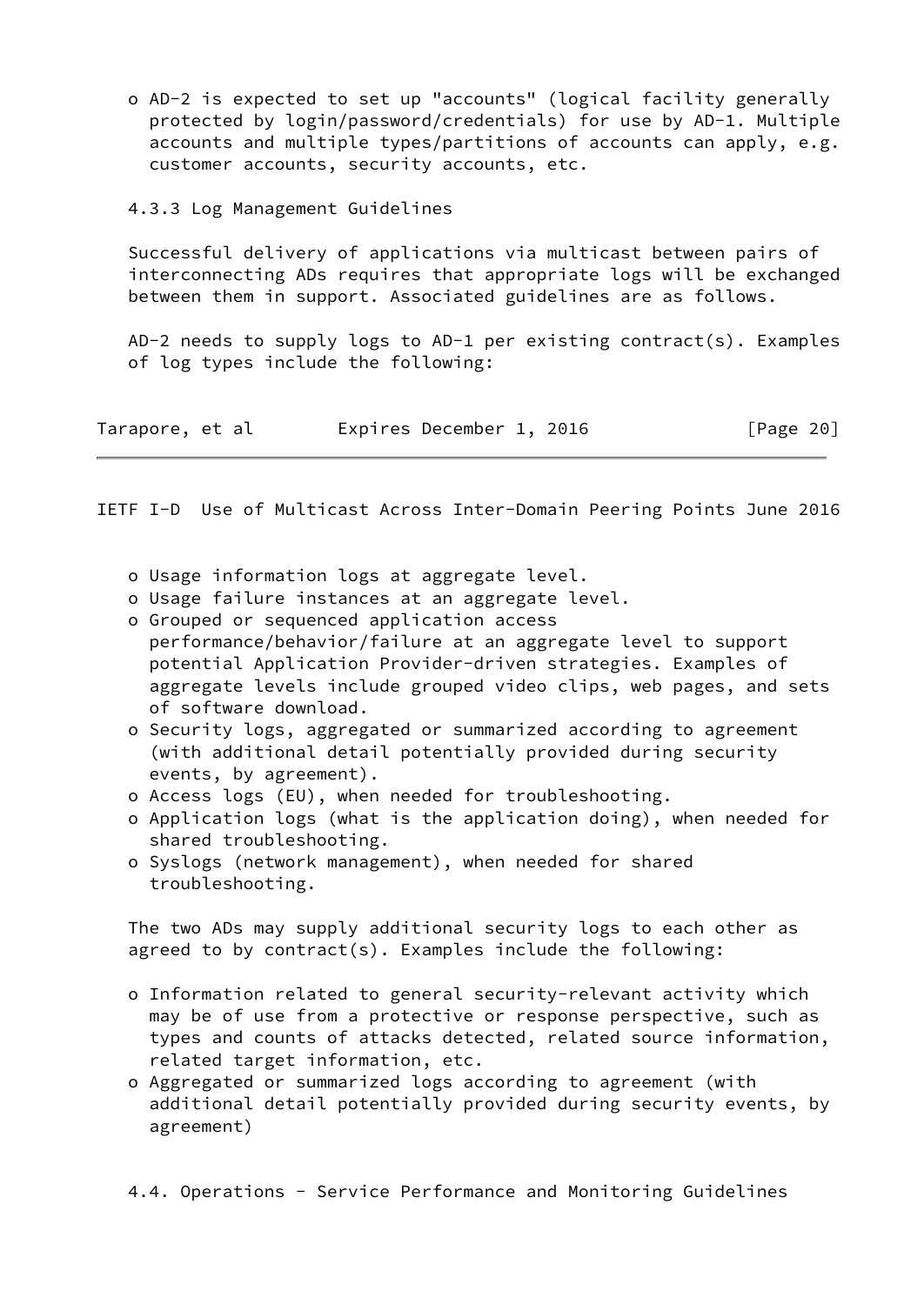- AD-2 is expected to set up "accounts" (logical facility generally protected by login/password/credentials) for use by AD-1. Multiple accounts and multiple types/partitions of accounts can apply, e.g. customer accounts, security accounts, etc.

### 4.3.3 Log Management Guidelines

Successful delivery of applications via multicast between pairs of interconnecting ADs requires that appropriate logs will be exchanged between them in support. Associated guidelines are as follows.

AD-2 needs to supply logs to AD-1 per existing contract(s). Examples of log types include the following:

- Usage information logs at aggregate level.
- Usage failure instances at an aggregate level.
- Grouped or sequenced application access performance/behavior/failure at an aggregate level to support potential Application Provider-driven strategies. Examples of aggregate levels include grouped video clips, web pages, and sets of software download.
- Security logs, aggregated or summarized according to agreement (with additional detail potentially provided during security events, by agreement).
- Access logs (EU), when needed for troubleshooting.
- Application logs (what is the application doing), when needed for shared troubleshooting.
- Syslogs (network management), when needed for shared troubleshooting.

The two ADs may supply additional security logs to each other as agreed to by contract(s). Examples include the following:

- Information related to general security-relevant activity which may be of use from a protective or response perspective, such as types and counts of attacks detected, related source information, related target information, etc.
- Aggregated or summarized logs according to agreement (with additional detail potentially provided during security events, by agreement)

## 4.4. Operations - Service Performance and Monitoring Guidelines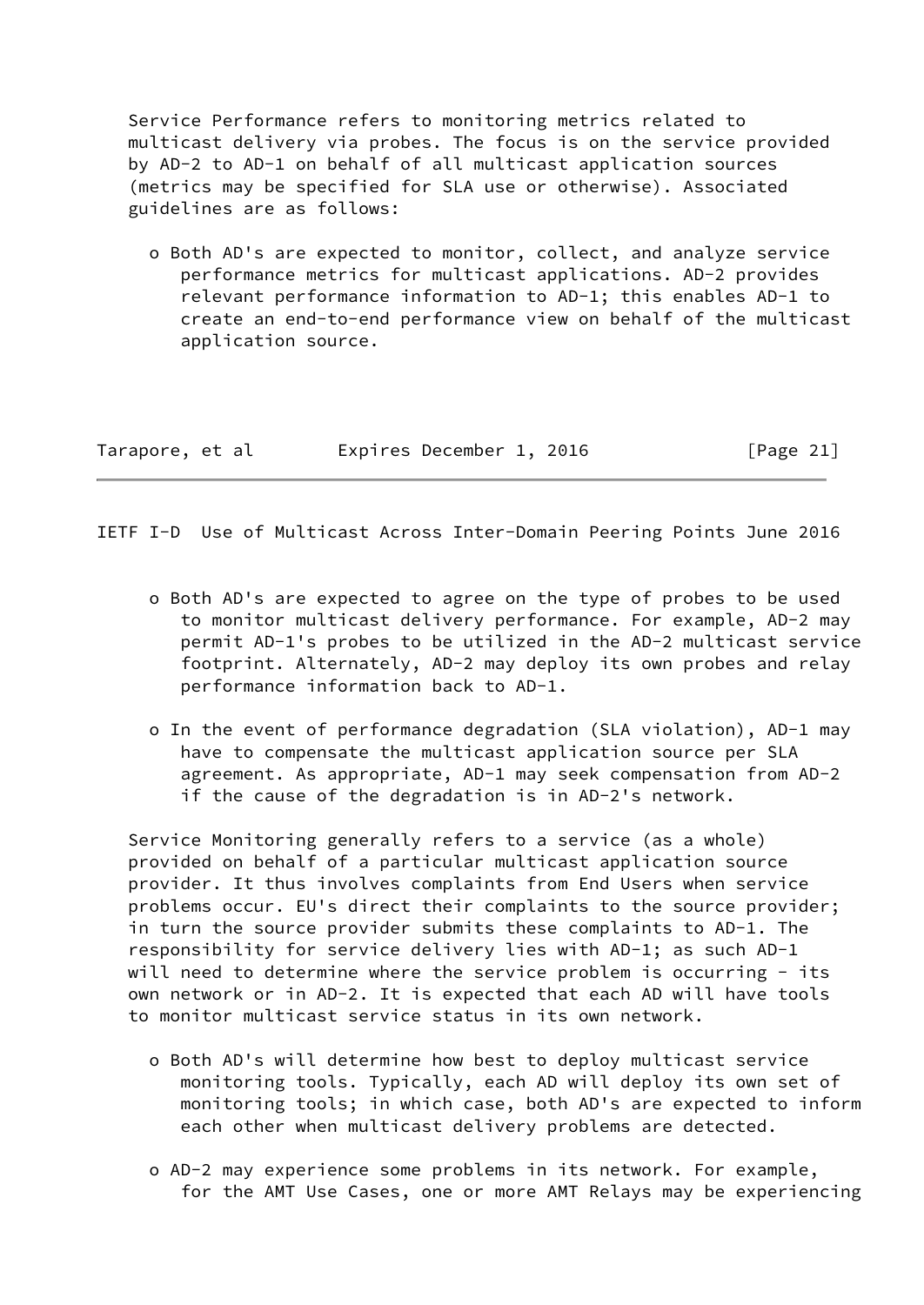Service Performance refers to monitoring metrics related to multicast delivery via probes. The focus is on the service provided by AD-2 to AD-1 on behalf of all multicast application sources (metrics may be specified for SLA use or otherwise). Associated guidelines are as follows:

- Both AD's are expected to monitor, collect, and analyze service performance metrics for multicast applications. AD-2 provides relevant performance information to AD-1; this enables AD-1 to create an end-to-end performance view on behalf of the multicast application source.

- Both AD's are expected to agree on the type of probes to be used to monitor multicast delivery performance. For example, AD-2 may permit AD-1's probes to be utilized in the AD-2 multicast service footprint. Alternately, AD-2 may deploy its own probes and relay performance information back to AD-1.

- In the event of performance degradation (SLA violation), AD-1 may have to compensate the multicast application source per SLA agreement. As appropriate, AD-1 may seek compensation from AD-2 if the cause of the degradation is in AD-2's network.

Service Monitoring generally refers to a service (as a whole) provided on behalf of a particular multicast application source provider. It thus involves complaints from End Users when service problems occur. EU's direct their complaints to the source provider; in turn the source provider submits these complaints to AD-1. The responsibility for service delivery lies with AD-1; as such AD-1 will need to determine where the service problem is occurring - its own network or in AD-2. It is expected that each AD will have tools to monitor multicast service status in its own network.

- Both AD's will determine how best to deploy multicast service monitoring tools. Typically, each AD will deploy its own set of monitoring tools; in which case, both AD's are expected to inform each other when multicast delivery problems are detected.

- AD-2 may experience some problems in its network. For example, for the AMT Use Cases, one or more AMT Relays may be experiencing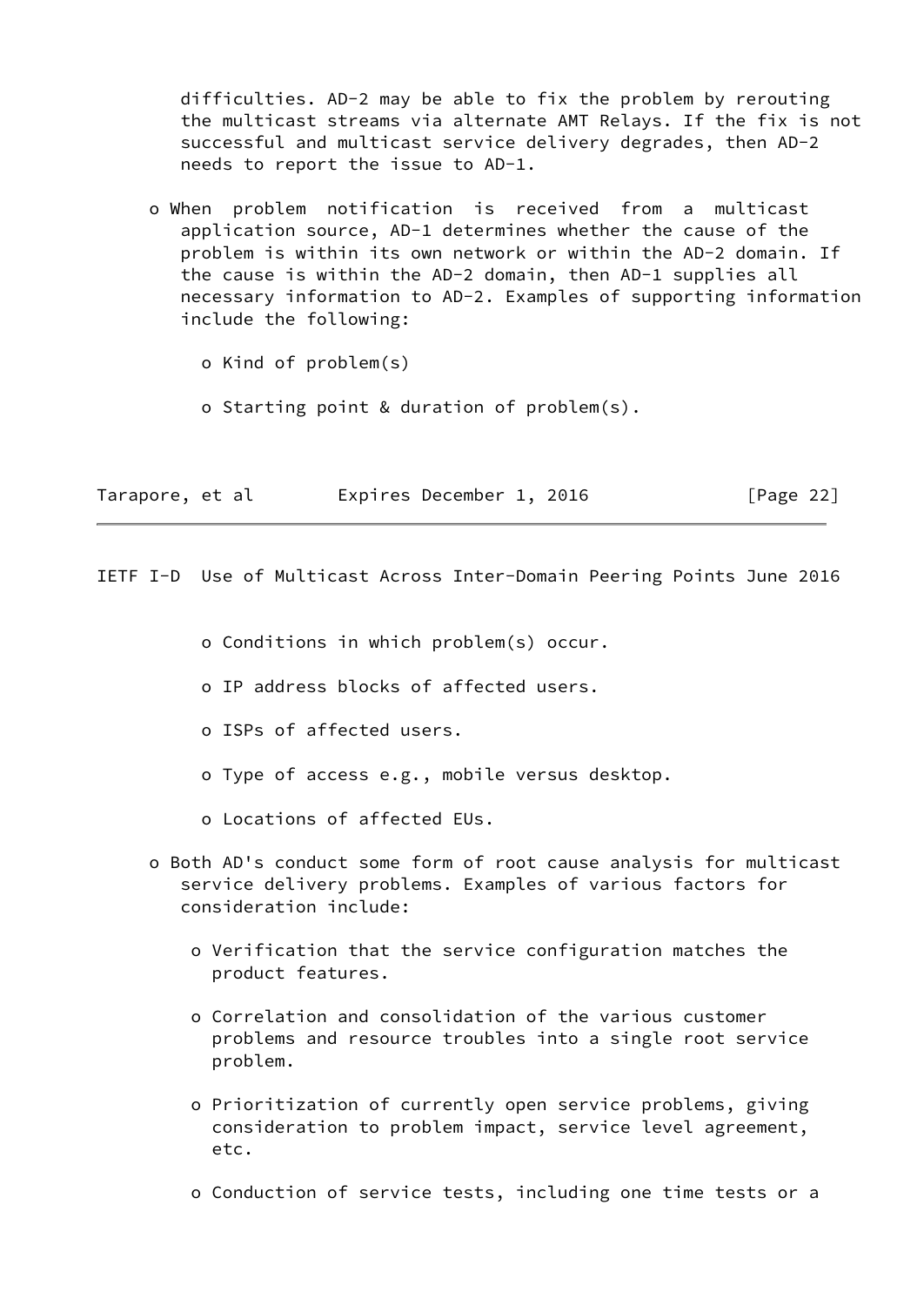difficulties. AD-2 may be able to fix the problem by rerouting the multicast streams via alternate AMT Relays. If the fix is not successful and multicast service delivery degrades, then AD-2 needs to report the issue to AD-1.

- When problem notification is received from a multicast application source, AD-1 determines whether the cause of the problem is within its own network or within the AD-2 domain. If the cause is within the AD-2 domain, then AD-1 supplies all necessary information to AD-2. Examples of supporting information include the following:

  - Kind of problem(s)
  - Starting point & duration of problem(s).
  - Conditions in which problem(s) occur.
  - IP address blocks of affected users.
  - ISPs of affected users.
  - Type of access e.g., mobile versus desktop.
  - Locations of affected EUs.

- Both AD's conduct some form of root cause analysis for multicast service delivery problems. Examples of various factors for consideration include:

  - Verification that the service configuration matches the product features.
  - Correlation and consolidation of the various customer problems and resource troubles into a single root service problem.
  - Prioritization of currently open service problems, giving consideration to problem impact, service level agreement, etc.
  - Conduction of service tests, including one time tests or a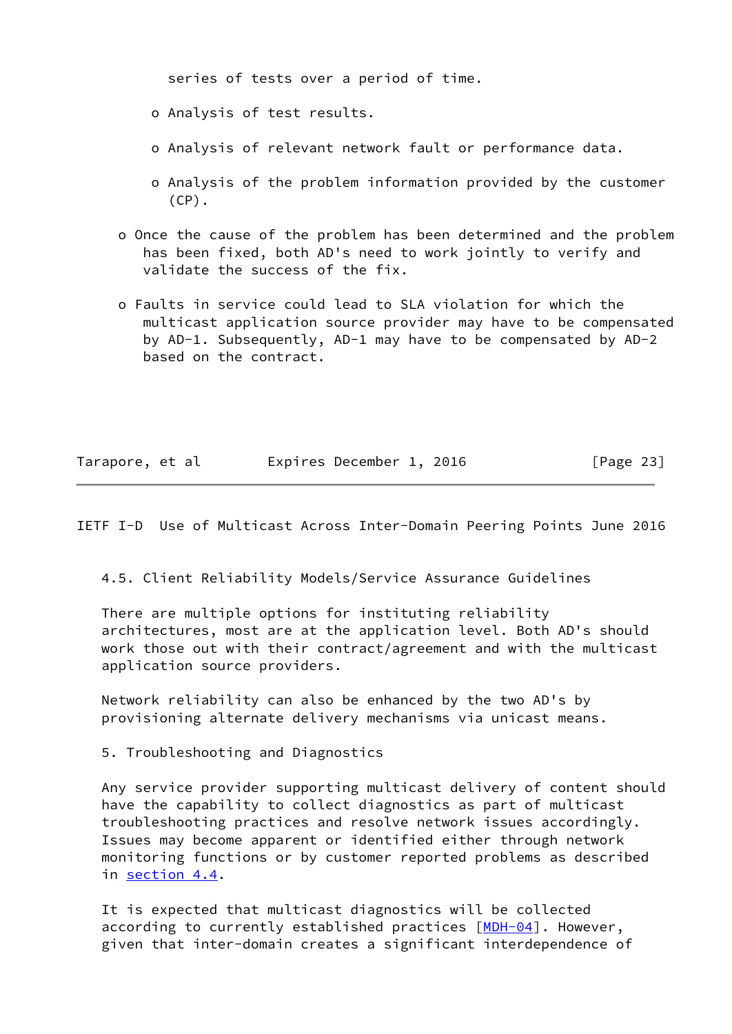series of tests over a period of time.

  - Analysis of test results.

  - Analysis of relevant network fault or performance data.

  - Analysis of the problem information provided by the customer (CP).

- Once the cause of the problem has been determined and the problem has been fixed, both AD's need to work jointly to verify and validate the success of the fix.

- Faults in service could lead to SLA violation for which the multicast application source provider may have to be compensated by AD-1. Subsequently, AD-1 may have to be compensated by AD-2 based on the contract.

### 4.5. Client Reliability Models/Service Assurance Guidelines

There are multiple options for instituting reliability architectures, most are at the application level. Both AD's should work those out with their contract/agreement and with the multicast application source providers.

Network reliability can also be enhanced by the two AD's by provisioning alternate delivery mechanisms via unicast means.

## 5. Troubleshooting and Diagnostics

Any service provider supporting multicast delivery of content should have the capability to collect diagnostics as part of multicast troubleshooting practices and resolve network issues accordingly. Issues may become apparent or identified either through network monitoring functions or by customer reported problems as described in section 4.4.

It is expected that multicast diagnostics will be collected according to currently established practices [MDH-04]. However, given that inter-domain creates a significant interdependence of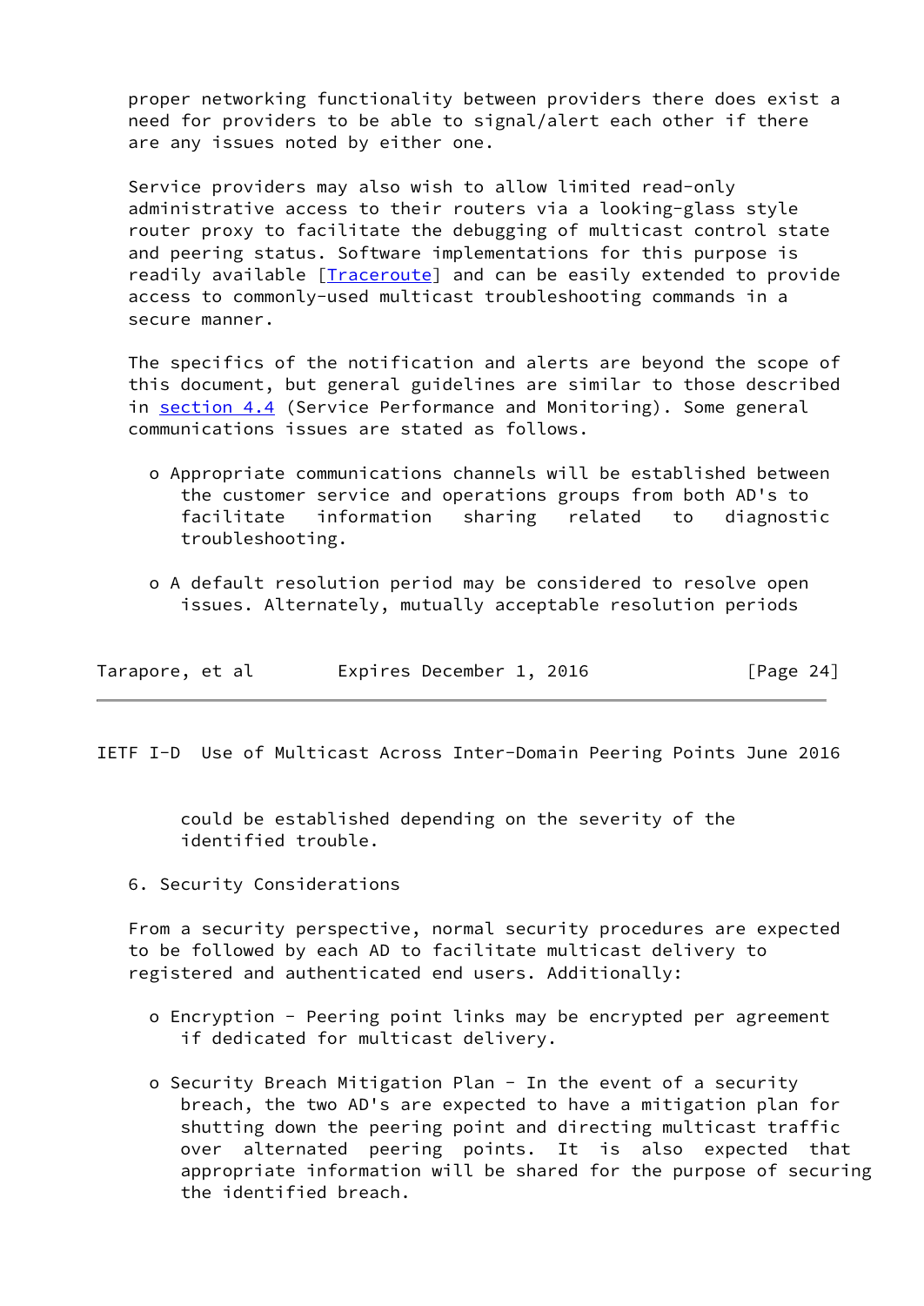proper networking functionality between providers there does exist a need for providers to be able to signal/alert each other if there are any issues noted by either one.

Service providers may also wish to allow limited read-only administrative access to their routers via a looking-glass style router proxy to facilitate the debugging of multicast control state and peering status. Software implementations for this purpose is readily available [Traceroute] and can be easily extended to provide access to commonly-used multicast troubleshooting commands in a secure manner.

The specifics of the notification and alerts are beyond the scope of this document, but general guidelines are similar to those described in section 4.4 (Service Performance and Monitoring). Some general communications issues are stated as follows.

- Appropriate communications channels will be established between the customer service and operations groups from both AD's to facilitate information sharing related to diagnostic troubleshooting.

- A default resolution period may be considered to resolve open issues. Alternately, mutually acceptable resolution periods could be established depending on the severity of the identified trouble.

## 6. Security Considerations

From a security perspective, normal security procedures are expected to be followed by each AD to facilitate multicast delivery to registered and authenticated end users. Additionally:

- Encryption - Peering point links may be encrypted per agreement if dedicated for multicast delivery.

- Security Breach Mitigation Plan - In the event of a security breach, the two AD's are expected to have a mitigation plan for shutting down the peering point and directing multicast traffic over alternated peering points. It is also expected that appropriate information will be shared for the purpose of securing the identified breach.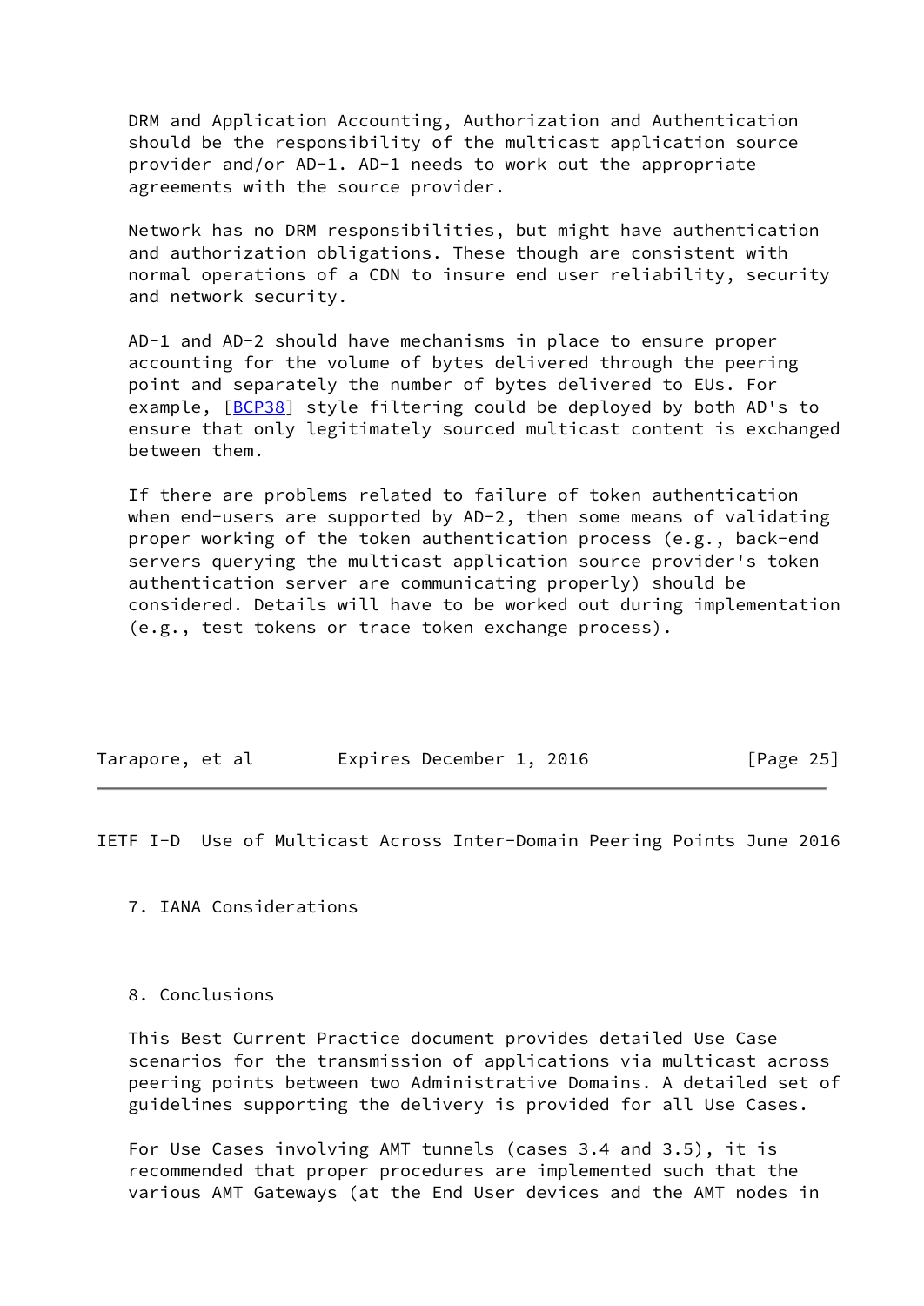DRM and Application Accounting, Authorization and Authentication should be the responsibility of the multicast application source provider and/or AD-1. AD-1 needs to work out the appropriate agreements with the source provider.

Network has no DRM responsibilities, but might have authentication and authorization obligations. These though are consistent with normal operations of a CDN to insure end user reliability, security and network security.

AD-1 and AD-2 should have mechanisms in place to ensure proper accounting for the volume of bytes delivered through the peering point and separately the number of bytes delivered to EUs. For example, [BCP38] style filtering could be deployed by both AD's to ensure that only legitimately sourced multicast content is exchanged between them.

If there are problems related to failure of token authentication when end-users are supported by AD-2, then some means of validating proper working of the token authentication process (e.g., back-end servers querying the multicast application source provider's token authentication server are communicating properly) should be considered. Details will have to be worked out during implementation (e.g., test tokens or trace token exchange process).

## 7. IANA Considerations

## 8. Conclusions

This Best Current Practice document provides detailed Use Case scenarios for the transmission of applications via multicast across peering points between two Administrative Domains. A detailed set of guidelines supporting the delivery is provided for all Use Cases.

For Use Cases involving AMT tunnels (cases 3.4 and 3.5), it is recommended that proper procedures are implemented such that the various AMT Gateways (at the End User devices and the AMT nodes in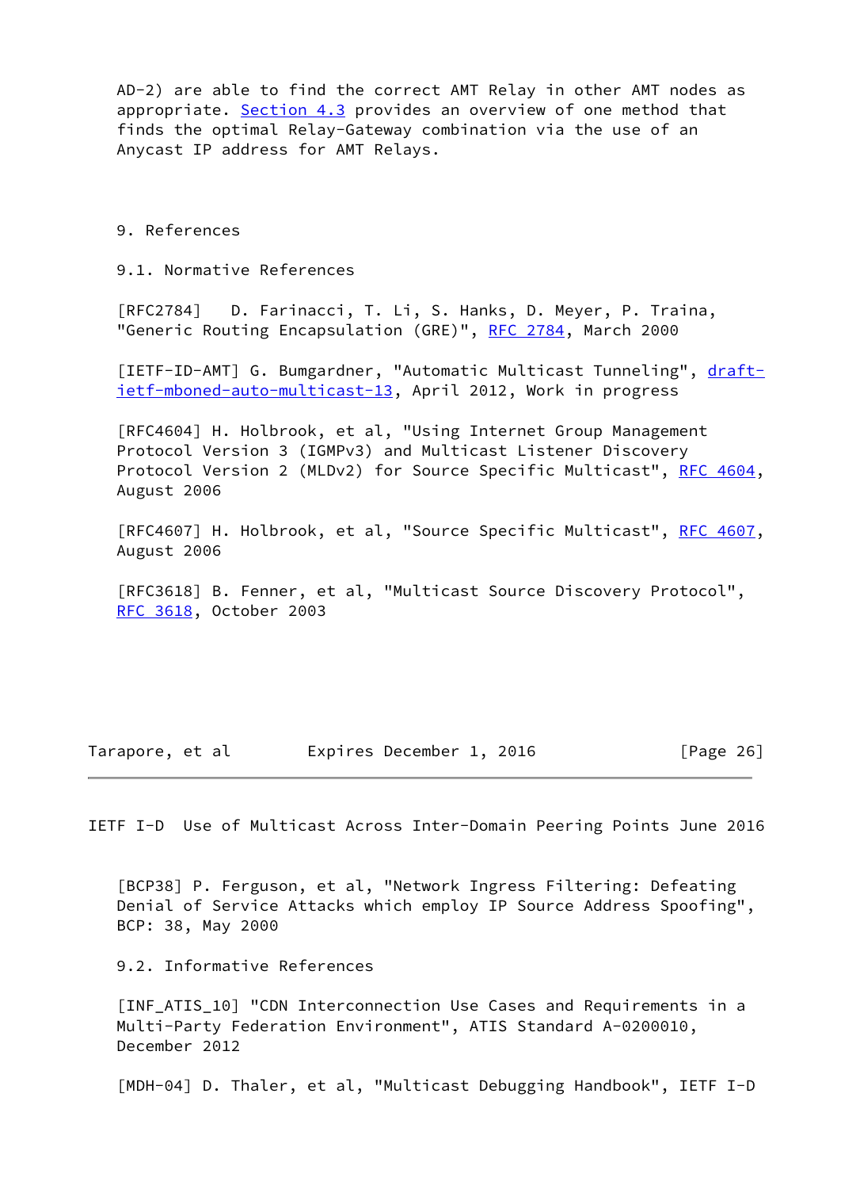AD-2) are able to find the correct AMT Relay in other AMT nodes as appropriate. Section 4.3 provides an overview of one method that finds the optimal Relay-Gateway combination via the use of an Anycast IP address for AMT Relays.

# 9. References

## 9.1. Normative References

[RFC2784] D. Farinacci, T. Li, S. Hanks, D. Meyer, P. Traina, "Generic Routing Encapsulation (GRE)", RFC 2784, March 2000

[IETF-ID-AMT] G. Bumgardner, "Automatic Multicast Tunneling", draft-ietf-mboned-auto-multicast-13, April 2012, Work in progress

[RFC4604] H. Holbrook, et al, "Using Internet Group Management Protocol Version 3 (IGMPv3) and Multicast Listener Discovery Protocol Version 2 (MLDv2) for Source Specific Multicast", RFC 4604, August 2006

[RFC4607] H. Holbrook, et al, "Source Specific Multicast", RFC 4607, August 2006

[RFC3618] B. Fenner, et al, "Multicast Source Discovery Protocol", RFC 3618, October 2003

[BCP38] P. Ferguson, et al, "Network Ingress Filtering: Defeating Denial of Service Attacks which employ IP Source Address Spoofing", BCP: 38, May 2000

## 9.2. Informative References

[INF_ATIS_10] "CDN Interconnection Use Cases and Requirements in a Multi-Party Federation Environment", ATIS Standard A-0200010, December 2012

[MDH-04] D. Thaler, et al, "Multicast Debugging Handbook", IETF I-D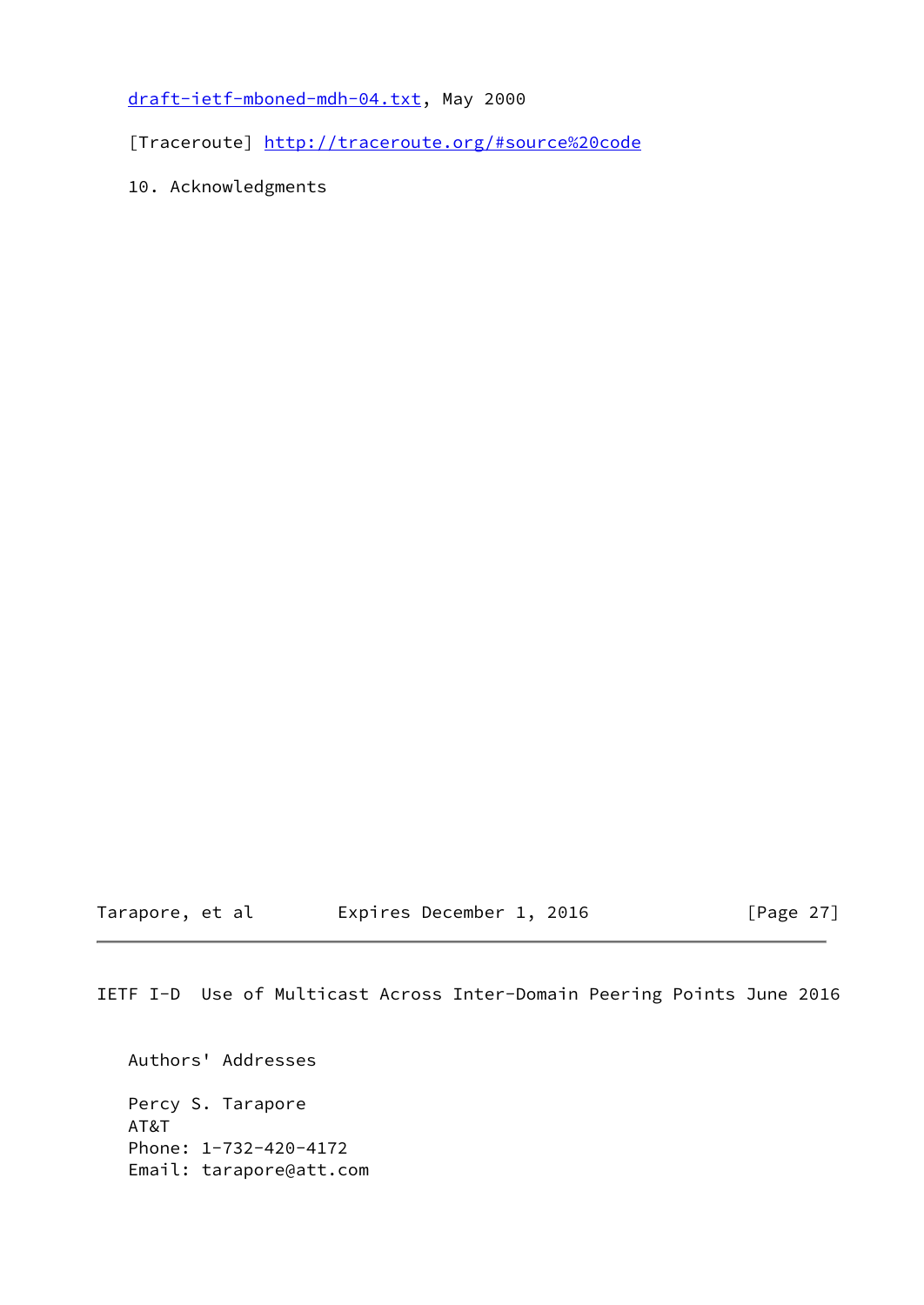draft-ietf-mboned-mdh-04.txt, May 2000

[Traceroute] http://traceroute.org/#source%20code

## 10. Acknowledgments

## Authors' Addresses

Percy S. Tarapore
AT&T
Phone: 1-732-420-4172
Email: tarapore@att.com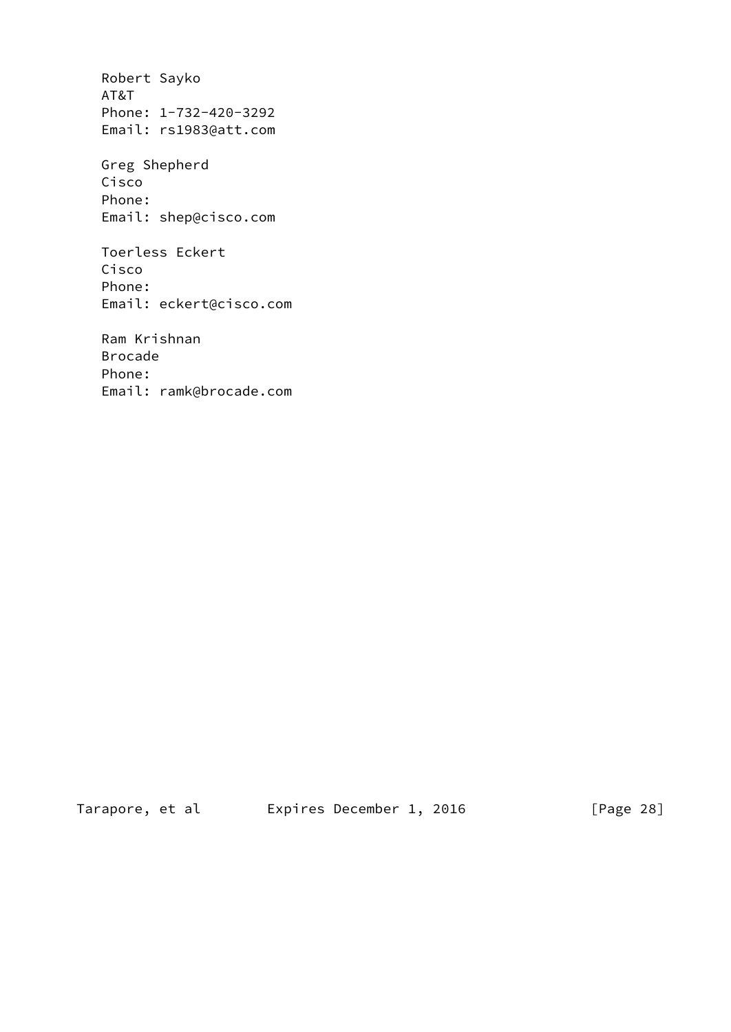Robert Sayko
AT&T
Phone: 1-732-420-3292
Email: rs1983@att.com

Greg Shepherd
Cisco
Phone:
Email: shep@cisco.com

Toerless Eckert
Cisco
Phone:
Email: eckert@cisco.com

Ram Krishnan
Brocade
Phone:
Email: ramk@brocade.com